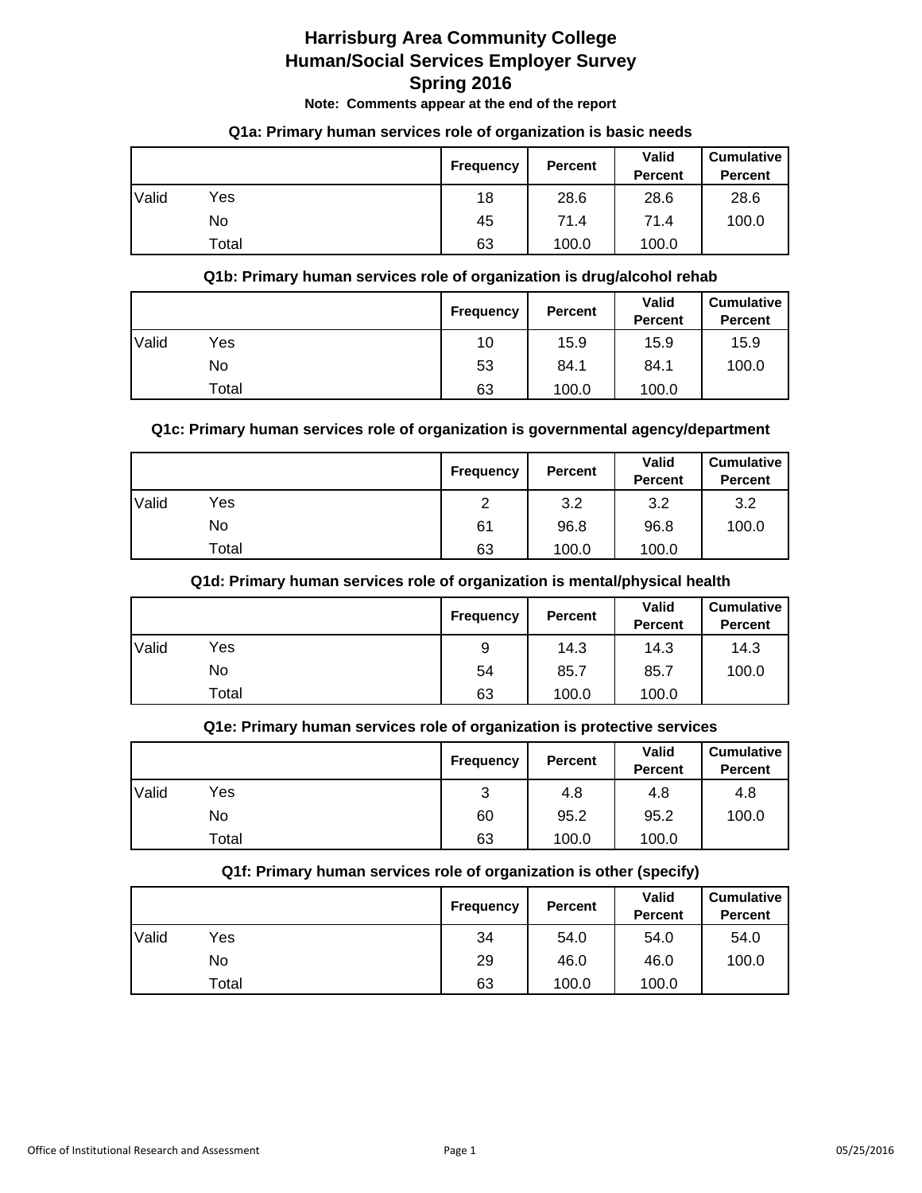# Harrisburg Area Community College
# Human/Social Services Employer Survey
# Spring 2016

**Note: Comments appear at the end of the report**

### Q1a: Primary human services role of organization is basic needs

| | | Frequency | Percent | Valid Percent | Cumulative Percent |
|---|---|---|---|---|---|
| Valid | Yes | 18 | 28.6 | 28.6 | 28.6 |
| | No | 45 | 71.4 | 71.4 | 100.0 |
| | Total | 63 | 100.0 | 100.0 | |

### Q1b: Primary human services role of organization is drug/alcohol rehab

| | | Frequency | Percent | Valid Percent | Cumulative Percent |
|---|---|---|---|---|---|
| Valid | Yes | 10 | 15.9 | 15.9 | 15.9 |
| | No | 53 | 84.1 | 84.1 | 100.0 |
| | Total | 63 | 100.0 | 100.0 | |

### Q1c: Primary human services role of organization is governmental agency/department

| | | Frequency | Percent | Valid Percent | Cumulative Percent |
|---|---|---|---|---|---|
| Valid | Yes | 2 | 3.2 | 3.2 | 3.2 |
| | No | 61 | 96.8 | 96.8 | 100.0 |
| | Total | 63 | 100.0 | 100.0 | |

### Q1d: Primary human services role of organization is mental/physical health

| | | Frequency | Percent | Valid Percent | Cumulative Percent |
|---|---|---|---|---|---|
| Valid | Yes | 9 | 14.3 | 14.3 | 14.3 |
| | No | 54 | 85.7 | 85.7 | 100.0 |
| | Total | 63 | 100.0 | 100.0 | |

### Q1e: Primary human services role of organization is protective services

| | | Frequency | Percent | Valid Percent | Cumulative Percent |
|---|---|---|---|---|---|
| Valid | Yes | 3 | 4.8 | 4.8 | 4.8 |
| | No | 60 | 95.2 | 95.2 | 100.0 |
| | Total | 63 | 100.0 | 100.0 | |

### Q1f: Primary human services role of organization is other (specify)

| | | Frequency | Percent | Valid Percent | Cumulative Percent |
|---|---|---|---|---|---|
| Valid | Yes | 34 | 54.0 | 54.0 | 54.0 |
| | No | 29 | 46.0 | 46.0 | 100.0 |
| | Total | 63 | 100.0 | 100.0 | |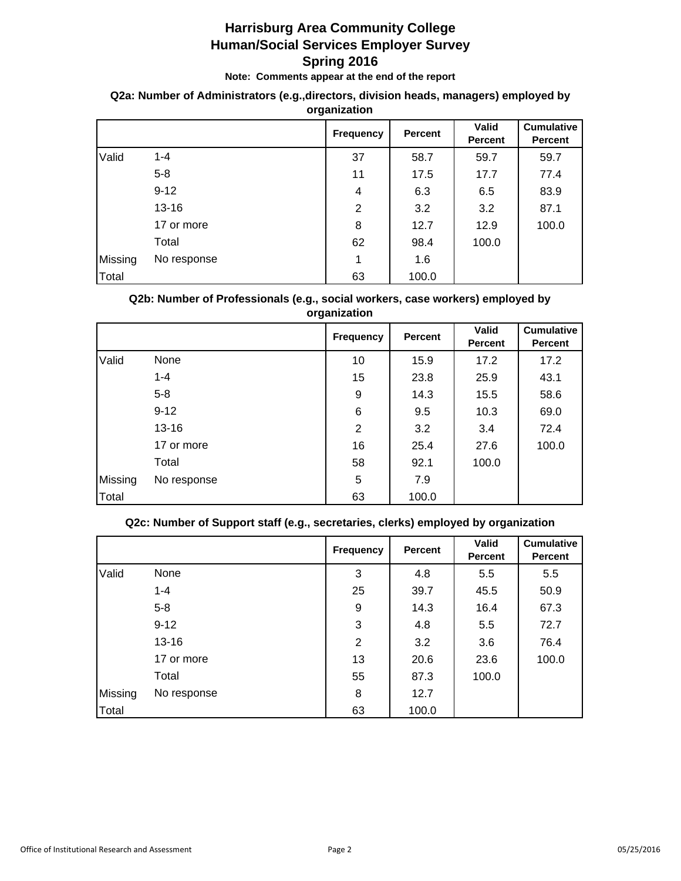# Harrisburg Area Community College
# Human/Social Services Employer Survey
# Spring 2016

**Note: Comments appear at the end of the report**

### Q2a: Number of Administrators (e.g.,directors, division heads, managers) employed by organization

| | | Frequency | Percent | Valid Percent | Cumulative Percent |
|---|---|---|---|---|---|
| Valid | 1-4 | 37 | 58.7 | 59.7 | 59.7 |
| | 5-8 | 11 | 17.5 | 17.7 | 77.4 |
| | 9-12 | 4 | 6.3 | 6.5 | 83.9 |
| | 13-16 | 2 | 3.2 | 3.2 | 87.1 |
| | 17 or more | 8 | 12.7 | 12.9 | 100.0 |
| | Total | 62 | 98.4 | 100.0 | |
| Missing | No response | 1 | 1.6 | | |
| Total | | 63 | 100.0 | | |

### Q2b: Number of Professionals (e.g., social workers, case workers) employed by organization

| | | Frequency | Percent | Valid Percent | Cumulative Percent |
|---|---|---|---|---|---|
| Valid | None | 10 | 15.9 | 17.2 | 17.2 |
| | 1-4 | 15 | 23.8 | 25.9 | 43.1 |
| | 5-8 | 9 | 14.3 | 15.5 | 58.6 |
| | 9-12 | 6 | 9.5 | 10.3 | 69.0 |
| | 13-16 | 2 | 3.2 | 3.4 | 72.4 |
| | 17 or more | 16 | 25.4 | 27.6 | 100.0 |
| | Total | 58 | 92.1 | 100.0 | |
| Missing | No response | 5 | 7.9 | | |
| Total | | 63 | 100.0 | | |

### Q2c: Number of Support staff (e.g., secretaries, clerks) employed by organization

| | | Frequency | Percent | Valid Percent | Cumulative Percent |
|---|---|---|---|---|---|
| Valid | None | 3 | 4.8 | 5.5 | 5.5 |
| | 1-4 | 25 | 39.7 | 45.5 | 50.9 |
| | 5-8 | 9 | 14.3 | 16.4 | 67.3 |
| | 9-12 | 3 | 4.8 | 5.5 | 72.7 |
| | 13-16 | 2 | 3.2 | 3.6 | 76.4 |
| | 17 or more | 13 | 20.6 | 23.6 | 100.0 |
| | Total | 55 | 87.3 | 100.0 | |
| Missing | No response | 8 | 12.7 | | |
| Total | | 63 | 100.0 | | |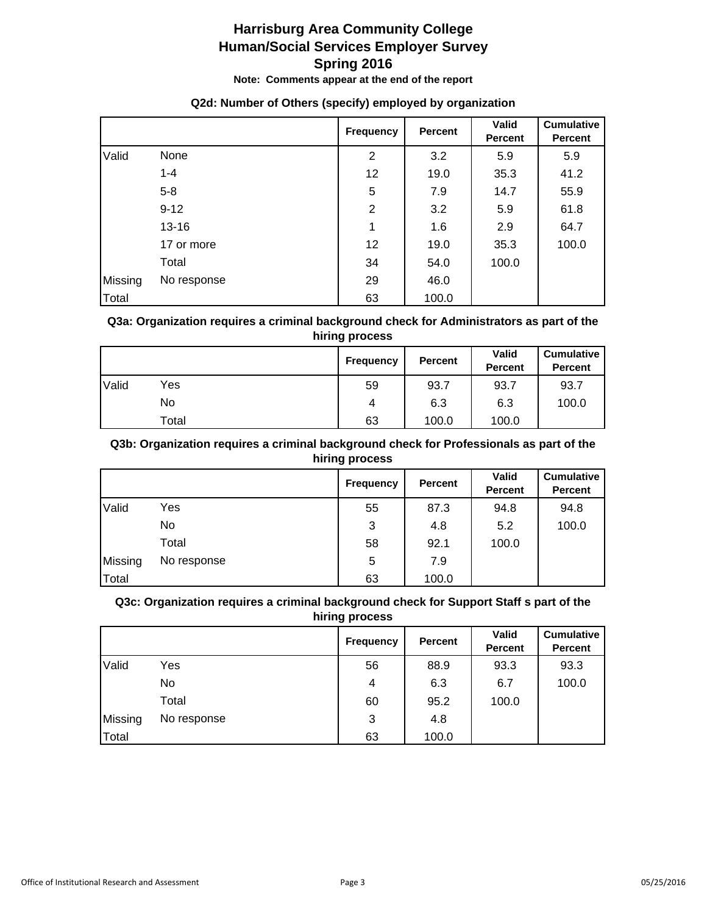# Harrisburg Area Community College
# Human/Social Services Employer Survey
# Spring 2016

**Note: Comments appear at the end of the report**

### Q2d: Number of Others (specify) employed by organization

| | | Frequency | Percent | Valid Percent | Cumulative Percent |
|---|---|---|---|---|---|
| Valid | None | 2 | 3.2 | 5.9 | 5.9 |
| | 1-4 | 12 | 19.0 | 35.3 | 41.2 |
| | 5-8 | 5 | 7.9 | 14.7 | 55.9 |
| | 9-12 | 2 | 3.2 | 5.9 | 61.8 |
| | 13-16 | 1 | 1.6 | 2.9 | 64.7 |
| | 17 or more | 12 | 19.0 | 35.3 | 100.0 |
| | Total | 34 | 54.0 | 100.0 | |
| Missing | No response | 29 | 46.0 | | |
| Total | | 63 | 100.0 | | |

### Q3a: Organization requires a criminal background check for Administrators as part of the hiring process

| | | Frequency | Percent | Valid Percent | Cumulative Percent |
|---|---|---|---|---|---|
| Valid | Yes | 59 | 93.7 | 93.7 | 93.7 |
| | No | 4 | 6.3 | 6.3 | 100.0 |
| | Total | 63 | 100.0 | 100.0 | |

### Q3b: Organization requires a criminal background check for Professionals as part of the hiring process

| | | Frequency | Percent | Valid Percent | Cumulative Percent |
|---|---|---|---|---|---|
| Valid | Yes | 55 | 87.3 | 94.8 | 94.8 |
| | No | 3 | 4.8 | 5.2 | 100.0 |
| | Total | 58 | 92.1 | 100.0 | |
| Missing | No response | 5 | 7.9 | | |
| Total | | 63 | 100.0 | | |

### Q3c: Organization requires a criminal background check for Support Staff s part of the hiring process

| | | Frequency | Percent | Valid Percent | Cumulative Percent |
|---|---|---|---|---|---|
| Valid | Yes | 56 | 88.9 | 93.3 | 93.3 |
| | No | 4 | 6.3 | 6.7 | 100.0 |
| | Total | 60 | 95.2 | 100.0 | |
| Missing | No response | 3 | 4.8 | | |
| Total | | 63 | 100.0 | | |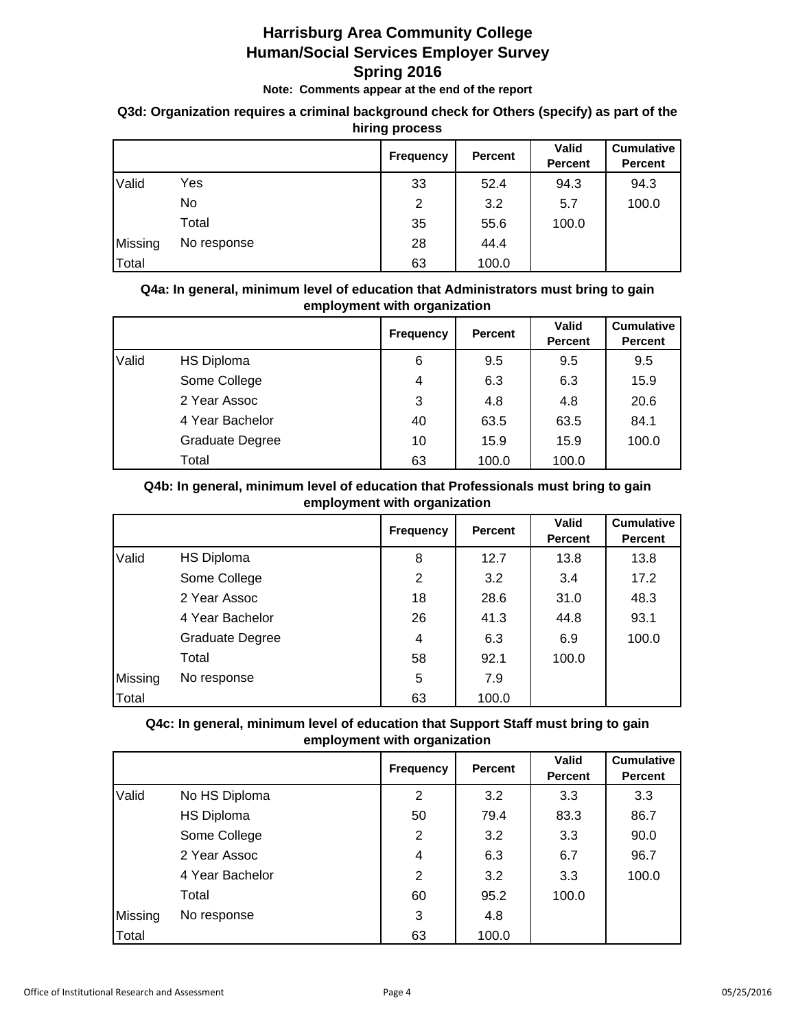# Harrisburg Area Community College
# Human/Social Services Employer Survey
# Spring 2016

**Note: Comments appear at the end of the report**

**Q3d: Organization requires a criminal background check for Others (specify) as part of the hiring process**

| | | Frequency | Percent | Valid Percent | Cumulative Percent |
|---|---|---|---|---|---|
| Valid | Yes | 33 | 52.4 | 94.3 | 94.3 |
| | No | 2 | 3.2 | 5.7 | 100.0 |
| | Total | 35 | 55.6 | 100.0 | |
| Missing | No response | 28 | 44.4 | | |
| Total | | 63 | 100.0 | | |

**Q4a: In general, minimum level of education that Administrators must bring to gain employment with organization**

| | | Frequency | Percent | Valid Percent | Cumulative Percent |
|---|---|---|---|---|---|
| Valid | HS Diploma | 6 | 9.5 | 9.5 | 9.5 |
| | Some College | 4 | 6.3 | 6.3 | 15.9 |
| | 2 Year Assoc | 3 | 4.8 | 4.8 | 20.6 |
| | 4 Year Bachelor | 40 | 63.5 | 63.5 | 84.1 |
| | Graduate Degree | 10 | 15.9 | 15.9 | 100.0 |
| | Total | 63 | 100.0 | 100.0 | |

**Q4b: In general, minimum level of education that Professionals must bring to gain employment with organization**

| | | Frequency | Percent | Valid Percent | Cumulative Percent |
|---|---|---|---|---|---|
| Valid | HS Diploma | 8 | 12.7 | 13.8 | 13.8 |
| | Some College | 2 | 3.2 | 3.4 | 17.2 |
| | 2 Year Assoc | 18 | 28.6 | 31.0 | 48.3 |
| | 4 Year Bachelor | 26 | 41.3 | 44.8 | 93.1 |
| | Graduate Degree | 4 | 6.3 | 6.9 | 100.0 |
| | Total | 58 | 92.1 | 100.0 | |
| Missing | No response | 5 | 7.9 | | |
| Total | | 63 | 100.0 | | |

**Q4c: In general, minimum level of education that Support Staff must bring to gain employment with organization**

| | | Frequency | Percent | Valid Percent | Cumulative Percent |
|---|---|---|---|---|---|
| Valid | No HS Diploma | 2 | 3.2 | 3.3 | 3.3 |
| | HS Diploma | 50 | 79.4 | 83.3 | 86.7 |
| | Some College | 2 | 3.2 | 3.3 | 90.0 |
| | 2 Year Assoc | 4 | 6.3 | 6.7 | 96.7 |
| | 4 Year Bachelor | 2 | 3.2 | 3.3 | 100.0 |
| | Total | 60 | 95.2 | 100.0 | |
| Missing | No response | 3 | 4.8 | | |
| Total | | 63 | 100.0 | | |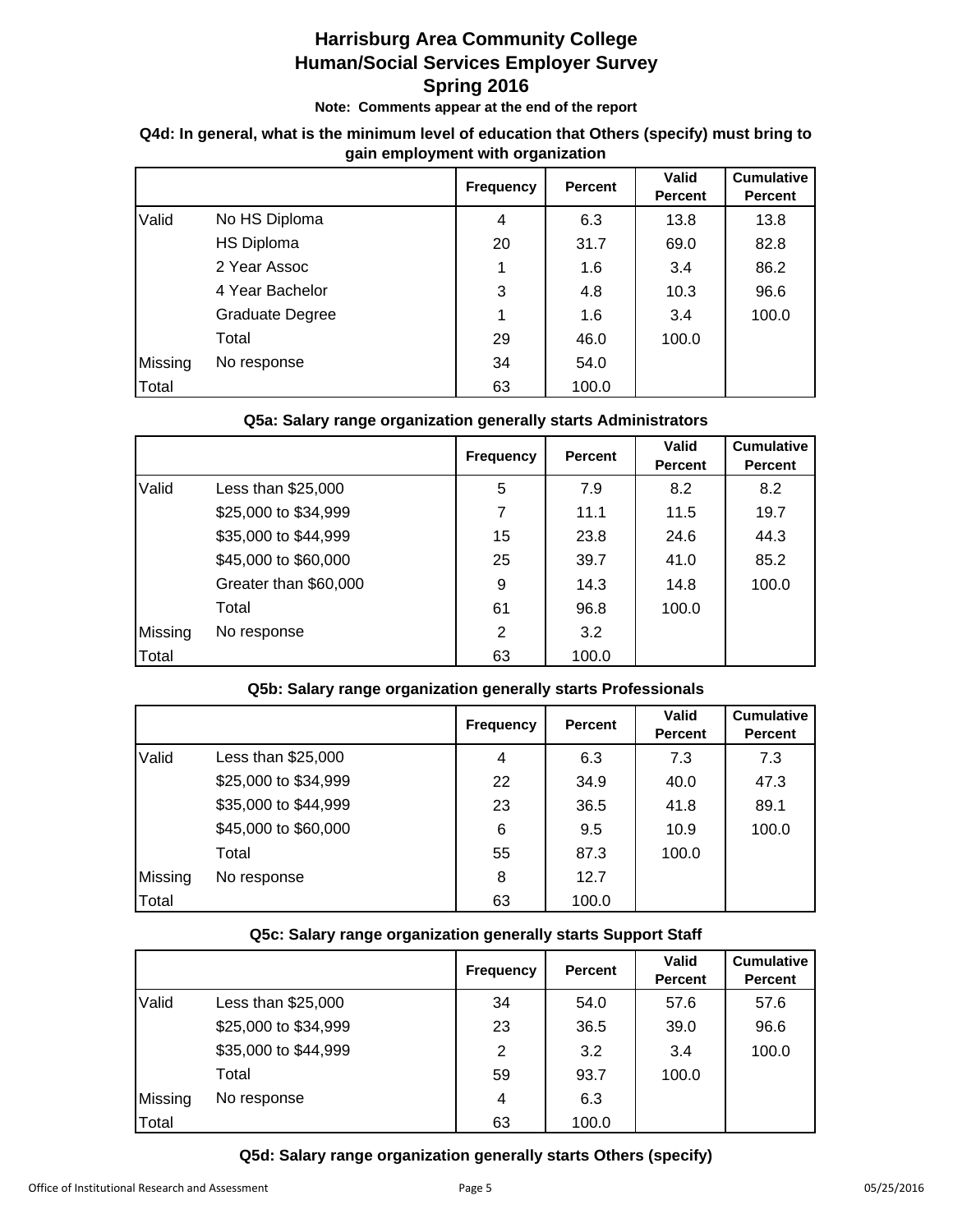# Harrisburg Area Community College
## Human/Social Services Employer Survey
## Spring 2016

**Note: Comments appear at the end of the report**

### Q4d: In general, what is the minimum level of education that Others (specify) must bring to gain employment with organization

| | | Frequency | Percent | Valid Percent | Cumulative Percent |
|---|---|---|---|---|---|
| Valid | No HS Diploma | 4 | 6.3 | 13.8 | 13.8 |
| | HS Diploma | 20 | 31.7 | 69.0 | 82.8 |
| | 2 Year Assoc | 1 | 1.6 | 3.4 | 86.2 |
| | 4 Year Bachelor | 3 | 4.8 | 10.3 | 96.6 |
| | Graduate Degree | 1 | 1.6 | 3.4 | 100.0 |
| | Total | 29 | 46.0 | 100.0 | |
| Missing | No response | 34 | 54.0 | | |
| Total | | 63 | 100.0 | | |

### Q5a: Salary range organization generally starts Administrators

| | | Frequency | Percent | Valid Percent | Cumulative Percent |
|---|---|---|---|---|---|
| Valid | Less than $25,000 | 5 | 7.9 | 8.2 | 8.2 |
| | $25,000 to $34,999 | 7 | 11.1 | 11.5 | 19.7 |
| | $35,000 to $44,999 | 15 | 23.8 | 24.6 | 44.3 |
| | $45,000 to $60,000 | 25 | 39.7 | 41.0 | 85.2 |
| | Greater than $60,000 | 9 | 14.3 | 14.8 | 100.0 |
| | Total | 61 | 96.8 | 100.0 | |
| Missing | No response | 2 | 3.2 | | |
| Total | | 63 | 100.0 | | |

### Q5b: Salary range organization generally starts Professionals

| | | Frequency | Percent | Valid Percent | Cumulative Percent |
|---|---|---|---|---|---|
| Valid | Less than $25,000 | 4 | 6.3 | 7.3 | 7.3 |
| | $25,000 to $34,999 | 22 | 34.9 | 40.0 | 47.3 |
| | $35,000 to $44,999 | 23 | 36.5 | 41.8 | 89.1 |
| | $45,000 to $60,000 | 6 | 9.5 | 10.9 | 100.0 |
| | Total | 55 | 87.3 | 100.0 | |
| Missing | No response | 8 | 12.7 | | |
| Total | | 63 | 100.0 | | |

### Q5c: Salary range organization generally starts Support Staff

| | | Frequency | Percent | Valid Percent | Cumulative Percent |
|---|---|---|---|---|---|
| Valid | Less than $25,000 | 34 | 54.0 | 57.6 | 57.6 |
| | $25,000 to $34,999 | 23 | 36.5 | 39.0 | 96.6 |
| | $35,000 to $44,999 | 2 | 3.2 | 3.4 | 100.0 |
| | Total | 59 | 93.7 | 100.0 | |
| Missing | No response | 4 | 6.3 | | |
| Total | | 63 | 100.0 | | |

### Q5d: Salary range organization generally starts Others (specify)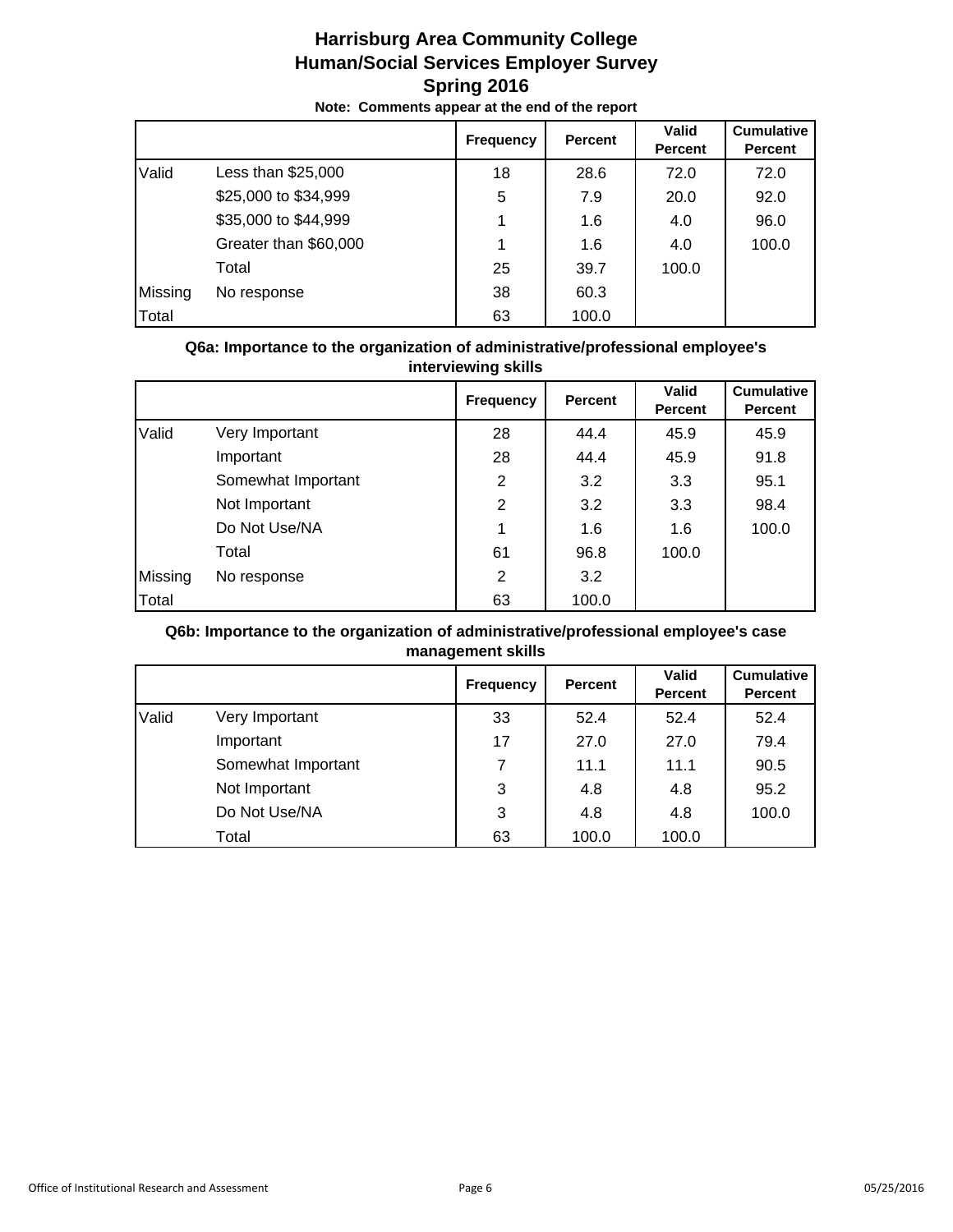# Harrisburg Area Community College
# Human/Social Services Employer Survey
# Spring 2016

**Note: Comments appear at the end of the report**

| | | Frequency | Percent | Valid Percent | Cumulative Percent |
|---|---|---|---|---|---|
| Valid | Less than $25,000 | 18 | 28.6 | 72.0 | 72.0 |
| | $25,000 to $34,999 | 5 | 7.9 | 20.0 | 92.0 |
| | $35,000 to $44,999 | 1 | 1.6 | 4.0 | 96.0 |
| | Greater than $60,000 | 1 | 1.6 | 4.0 | 100.0 |
| | Total | 25 | 39.7 | 100.0 | |
| Missing | No response | 38 | 60.3 | | |
| Total | | 63 | 100.0 | | |

**Q6a: Importance to the organization of administrative/professional employee's interviewing skills**

| | | Frequency | Percent | Valid Percent | Cumulative Percent |
|---|---|---|---|---|---|
| Valid | Very Important | 28 | 44.4 | 45.9 | 45.9 |
| | Important | 28 | 44.4 | 45.9 | 91.8 |
| | Somewhat Important | 2 | 3.2 | 3.3 | 95.1 |
| | Not Important | 2 | 3.2 | 3.3 | 98.4 |
| | Do Not Use/NA | 1 | 1.6 | 1.6 | 100.0 |
| | Total | 61 | 96.8 | 100.0 | |
| Missing | No response | 2 | 3.2 | | |
| Total | | 63 | 100.0 | | |

**Q6b: Importance to the organization of administrative/professional employee's case management skills**

| | | Frequency | Percent | Valid Percent | Cumulative Percent |
|---|---|---|---|---|---|
| Valid | Very Important | 33 | 52.4 | 52.4 | 52.4 |
| | Important | 17 | 27.0 | 27.0 | 79.4 |
| | Somewhat Important | 7 | 11.1 | 11.1 | 90.5 |
| | Not Important | 3 | 4.8 | 4.8 | 95.2 |
| | Do Not Use/NA | 3 | 4.8 | 4.8 | 100.0 |
| | Total | 63 | 100.0 | 100.0 | |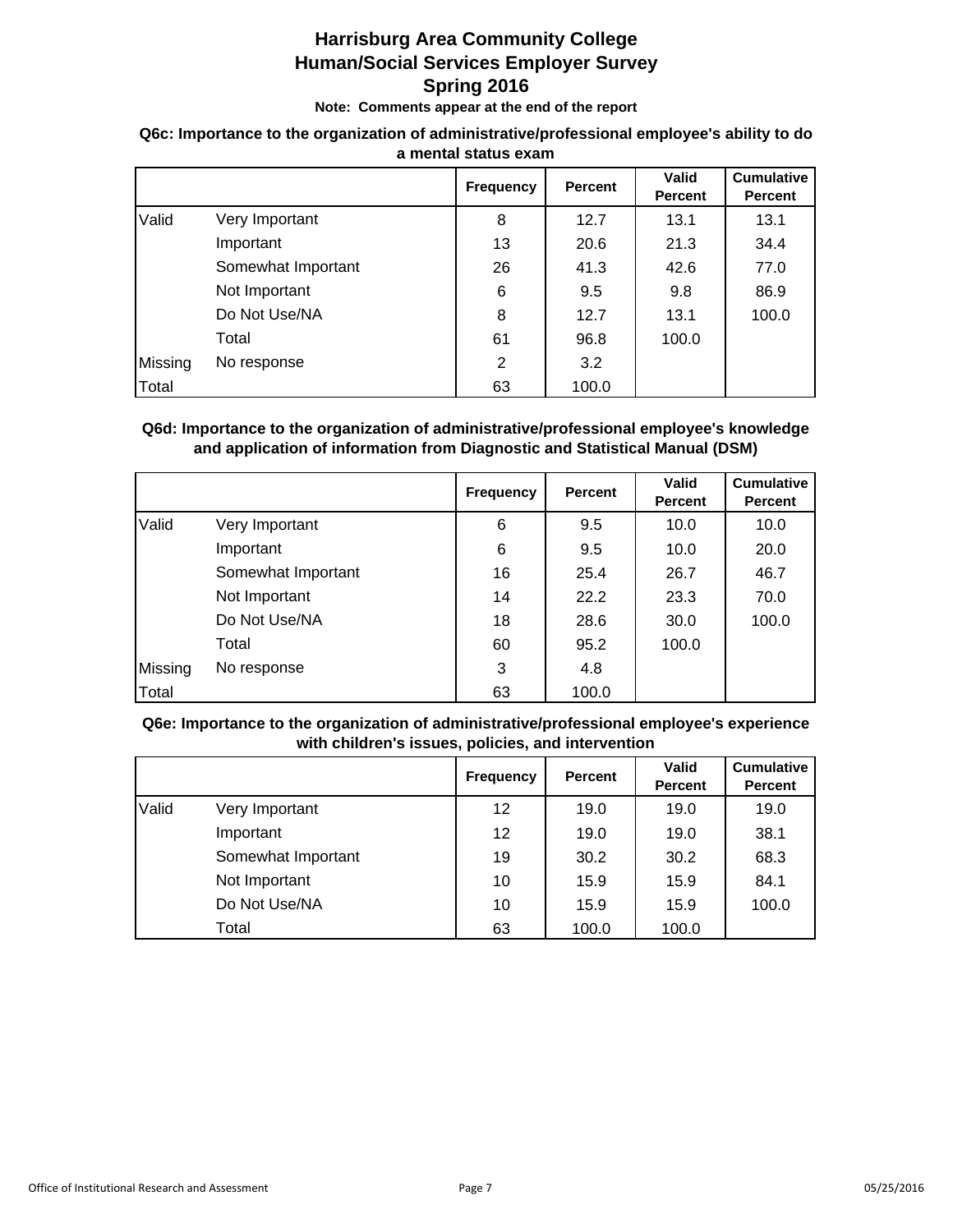# Harrisburg Area Community College
# Human/Social Services Employer Survey
# Spring 2016

**Note: Comments appear at the end of the report**

**Q6c: Importance to the organization of administrative/professional employee's ability to do a mental status exam**

| | | Frequency | Percent | Valid Percent | Cumulative Percent |
|---|---|---|---|---|---|
| Valid | Very Important | 8 | 12.7 | 13.1 | 13.1 |
| | Important | 13 | 20.6 | 21.3 | 34.4 |
| | Somewhat Important | 26 | 41.3 | 42.6 | 77.0 |
| | Not Important | 6 | 9.5 | 9.8 | 86.9 |
| | Do Not Use/NA | 8 | 12.7 | 13.1 | 100.0 |
| | Total | 61 | 96.8 | 100.0 | |
| Missing | No response | 2 | 3.2 | | |
| Total | | 63 | 100.0 | | |

**Q6d: Importance to the organization of administrative/professional employee's knowledge and application of information from Diagnostic and Statistical Manual (DSM)**

| | | Frequency | Percent | Valid Percent | Cumulative Percent |
|---|---|---|---|---|---|
| Valid | Very Important | 6 | 9.5 | 10.0 | 10.0 |
| | Important | 6 | 9.5 | 10.0 | 20.0 |
| | Somewhat Important | 16 | 25.4 | 26.7 | 46.7 |
| | Not Important | 14 | 22.2 | 23.3 | 70.0 |
| | Do Not Use/NA | 18 | 28.6 | 30.0 | 100.0 |
| | Total | 60 | 95.2 | 100.0 | |
| Missing | No response | 3 | 4.8 | | |
| Total | | 63 | 100.0 | | |

**Q6e: Importance to the organization of administrative/professional employee's experience with children's issues, policies, and intervention**

| | | Frequency | Percent | Valid Percent | Cumulative Percent |
|---|---|---|---|---|---|
| Valid | Very Important | 12 | 19.0 | 19.0 | 19.0 |
| | Important | 12 | 19.0 | 19.0 | 38.1 |
| | Somewhat Important | 19 | 30.2 | 30.2 | 68.3 |
| | Not Important | 10 | 15.9 | 15.9 | 84.1 |
| | Do Not Use/NA | 10 | 15.9 | 15.9 | 100.0 |
| | Total | 63 | 100.0 | 100.0 | |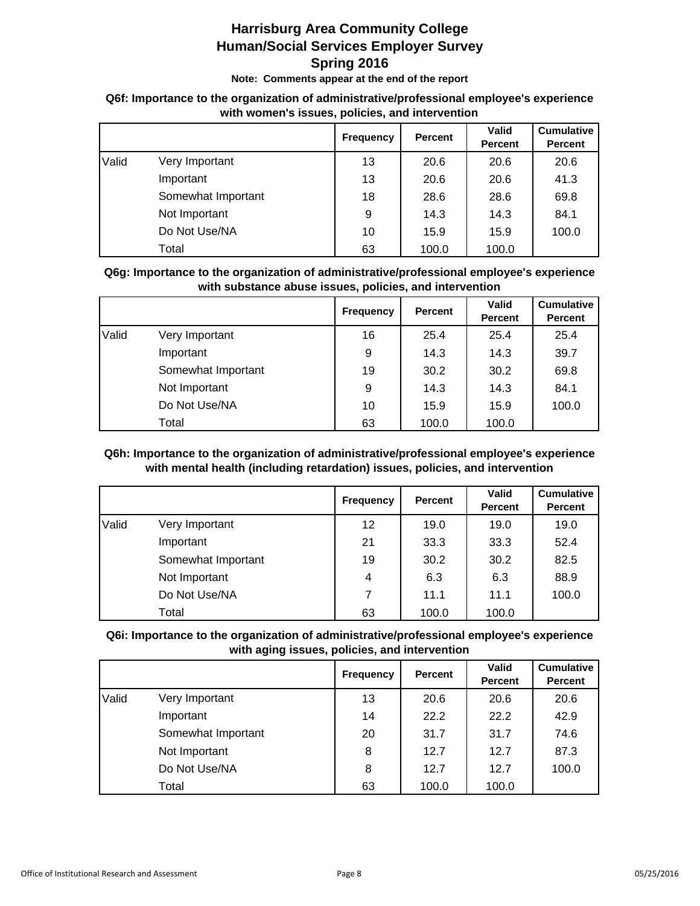# Harrisburg Area Community College
# Human/Social Services Employer Survey
# Spring 2016

**Note: Comments appear at the end of the report**

**Q6f: Importance to the organization of administrative/professional employee's experience with women's issues, policies, and intervention**

| | | Frequency | Percent | Valid Percent | Cumulative Percent |
|---|---|---|---|---|---|
| Valid | Very Important | 13 | 20.6 | 20.6 | 20.6 |
| | Important | 13 | 20.6 | 20.6 | 41.3 |
| | Somewhat Important | 18 | 28.6 | 28.6 | 69.8 |
| | Not Important | 9 | 14.3 | 14.3 | 84.1 |
| | Do Not Use/NA | 10 | 15.9 | 15.9 | 100.0 |
| | Total | 63 | 100.0 | 100.0 | |

**Q6g: Importance to the organization of administrative/professional employee's experience with substance abuse issues, policies, and intervention**

| | | Frequency | Percent | Valid Percent | Cumulative Percent |
|---|---|---|---|---|---|
| Valid | Very Important | 16 | 25.4 | 25.4 | 25.4 |
| | Important | 9 | 14.3 | 14.3 | 39.7 |
| | Somewhat Important | 19 | 30.2 | 30.2 | 69.8 |
| | Not Important | 9 | 14.3 | 14.3 | 84.1 |
| | Do Not Use/NA | 10 | 15.9 | 15.9 | 100.0 |
| | Total | 63 | 100.0 | 100.0 | |

**Q6h: Importance to the organization of administrative/professional employee's experience with mental health (including retardation) issues, policies, and intervention**

| | | Frequency | Percent | Valid Percent | Cumulative Percent |
|---|---|---|---|---|---|
| Valid | Very Important | 12 | 19.0 | 19.0 | 19.0 |
| | Important | 21 | 33.3 | 33.3 | 52.4 |
| | Somewhat Important | 19 | 30.2 | 30.2 | 82.5 |
| | Not Important | 4 | 6.3 | 6.3 | 88.9 |
| | Do Not Use/NA | 7 | 11.1 | 11.1 | 100.0 |
| | Total | 63 | 100.0 | 100.0 | |

**Q6i: Importance to the organization of administrative/professional employee's experience with aging issues, policies, and intervention**

| | | Frequency | Percent | Valid Percent | Cumulative Percent |
|---|---|---|---|---|---|
| Valid | Very Important | 13 | 20.6 | 20.6 | 20.6 |
| | Important | 14 | 22.2 | 22.2 | 42.9 |
| | Somewhat Important | 20 | 31.7 | 31.7 | 74.6 |
| | Not Important | 8 | 12.7 | 12.7 | 87.3 |
| | Do Not Use/NA | 8 | 12.7 | 12.7 | 100.0 |
| | Total | 63 | 100.0 | 100.0 | |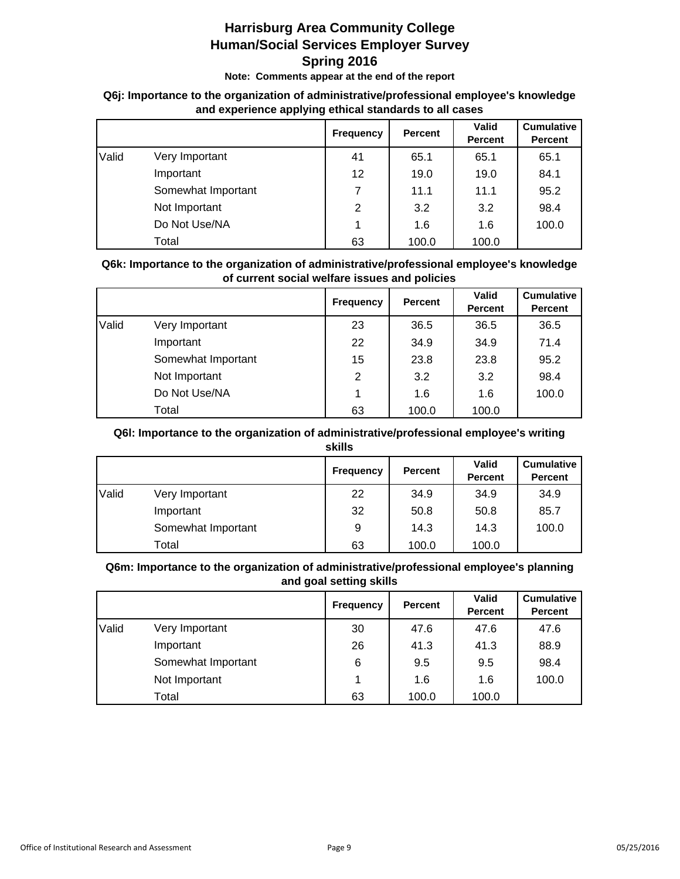# Harrisburg Area Community College
# Human/Social Services Employer Survey
# Spring 2016

**Note: Comments appear at the end of the report**

### Q6j: Importance to the organization of administrative/professional employee's knowledge and experience applying ethical standards to all cases

| | | Frequency | Percent | Valid Percent | Cumulative Percent |
|---|---|---|---|---|---|
| Valid | Very Important | 41 | 65.1 | 65.1 | 65.1 |
| | Important | 12 | 19.0 | 19.0 | 84.1 |
| | Somewhat Important | 7 | 11.1 | 11.1 | 95.2 |
| | Not Important | 2 | 3.2 | 3.2 | 98.4 |
| | Do Not Use/NA | 1 | 1.6 | 1.6 | 100.0 |
| | Total | 63 | 100.0 | 100.0 | |

### Q6k: Importance to the organization of administrative/professional employee's knowledge of current social welfare issues and policies

| | | Frequency | Percent | Valid Percent | Cumulative Percent |
|---|---|---|---|---|---|
| Valid | Very Important | 23 | 36.5 | 36.5 | 36.5 |
| | Important | 22 | 34.9 | 34.9 | 71.4 |
| | Somewhat Important | 15 | 23.8 | 23.8 | 95.2 |
| | Not Important | 2 | 3.2 | 3.2 | 98.4 |
| | Do Not Use/NA | 1 | 1.6 | 1.6 | 100.0 |
| | Total | 63 | 100.0 | 100.0 | |

### Q6l: Importance to the organization of administrative/professional employee's writing skills

| | | Frequency | Percent | Valid Percent | Cumulative Percent |
|---|---|---|---|---|---|
| Valid | Very Important | 22 | 34.9 | 34.9 | 34.9 |
| | Important | 32 | 50.8 | 50.8 | 85.7 |
| | Somewhat Important | 9 | 14.3 | 14.3 | 100.0 |
| | Total | 63 | 100.0 | 100.0 | |

### Q6m: Importance to the organization of administrative/professional employee's planning and goal setting skills

| | | Frequency | Percent | Valid Percent | Cumulative Percent |
|---|---|---|---|---|---|
| Valid | Very Important | 30 | 47.6 | 47.6 | 47.6 |
| | Important | 26 | 41.3 | 41.3 | 88.9 |
| | Somewhat Important | 6 | 9.5 | 9.5 | 98.4 |
| | Not Important | 1 | 1.6 | 1.6 | 100.0 |
| | Total | 63 | 100.0 | 100.0 | |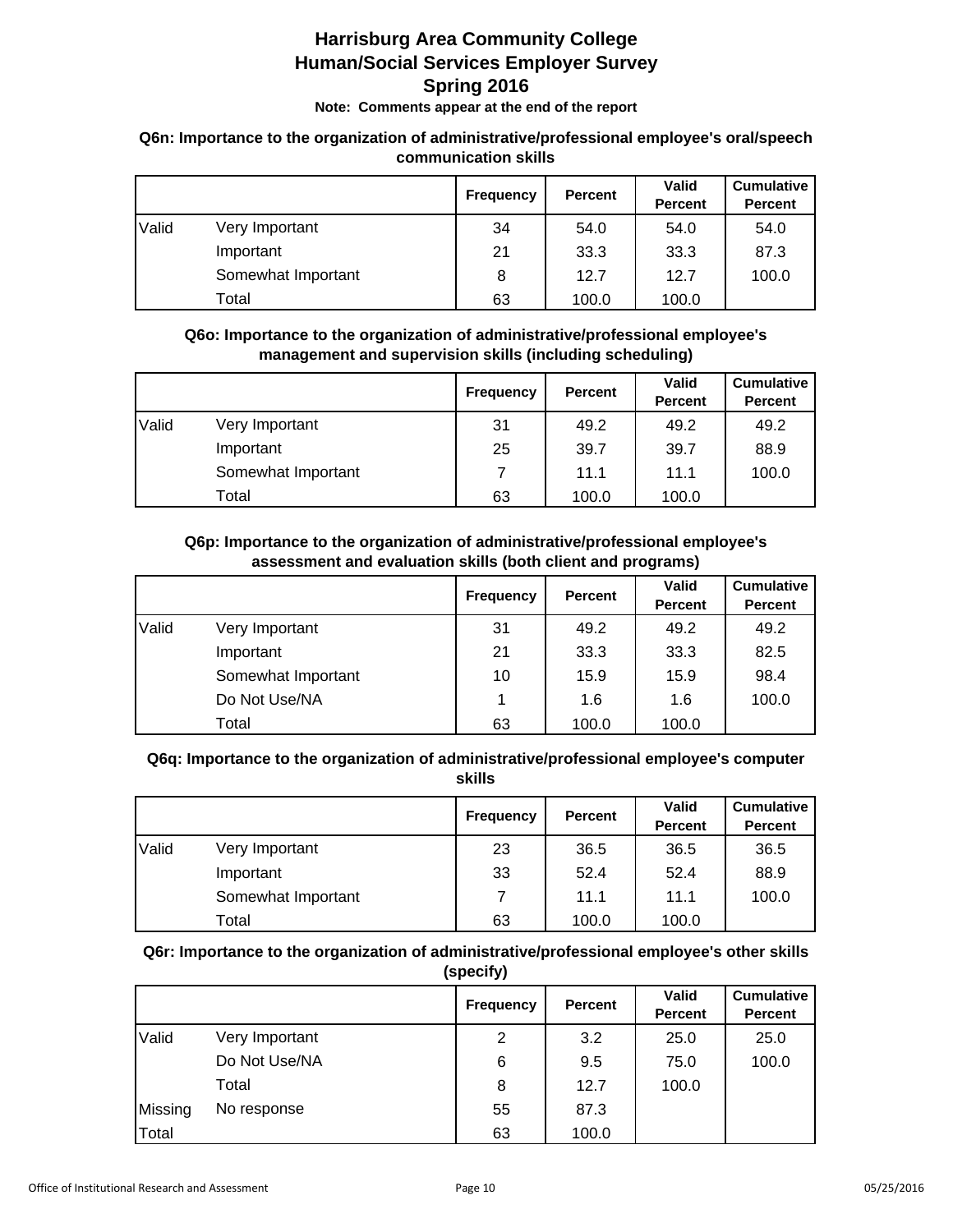# Harrisburg Area Community College
# Human/Social Services Employer Survey
# Spring 2016

**Note: Comments appear at the end of the report**

### Q6n: Importance to the organization of administrative/professional employee's oral/speech communication skills

| | | Frequency | Percent | Valid Percent | Cumulative Percent |
|---|---|---|---|---|---|
| Valid | Very Important | 34 | 54.0 | 54.0 | 54.0 |
| | Important | 21 | 33.3 | 33.3 | 87.3 |
| | Somewhat Important | 8 | 12.7 | 12.7 | 100.0 |
| | Total | 63 | 100.0 | 100.0 | |

### Q6o: Importance to the organization of administrative/professional employee's management and supervision skills (including scheduling)

| | | Frequency | Percent | Valid Percent | Cumulative Percent |
|---|---|---|---|---|---|
| Valid | Very Important | 31 | 49.2 | 49.2 | 49.2 |
| | Important | 25 | 39.7 | 39.7 | 88.9 |
| | Somewhat Important | 7 | 11.1 | 11.1 | 100.0 |
| | Total | 63 | 100.0 | 100.0 | |

### Q6p: Importance to the organization of administrative/professional employee's assessment and evaluation skills (both client and programs)

| | | Frequency | Percent | Valid Percent | Cumulative Percent |
|---|---|---|---|---|---|
| Valid | Very Important | 31 | 49.2 | 49.2 | 49.2 |
| | Important | 21 | 33.3 | 33.3 | 82.5 |
| | Somewhat Important | 10 | 15.9 | 15.9 | 98.4 |
| | Do Not Use/NA | 1 | 1.6 | 1.6 | 100.0 |
| | Total | 63 | 100.0 | 100.0 | |

### Q6q: Importance to the organization of administrative/professional employee's computer skills

| | | Frequency | Percent | Valid Percent | Cumulative Percent |
|---|---|---|---|---|---|
| Valid | Very Important | 23 | 36.5 | 36.5 | 36.5 |
| | Important | 33 | 52.4 | 52.4 | 88.9 |
| | Somewhat Important | 7 | 11.1 | 11.1 | 100.0 |
| | Total | 63 | 100.0 | 100.0 | |

### Q6r: Importance to the organization of administrative/professional employee's other skills (specify)

| | | Frequency | Percent | Valid Percent | Cumulative Percent |
|---|---|---|---|---|---|
| Valid | Very Important | 2 | 3.2 | 25.0 | 25.0 |
| | Do Not Use/NA | 6 | 9.5 | 75.0 | 100.0 |
| | Total | 8 | 12.7 | 100.0 | |
| Missing | No response | 55 | 87.3 | | |
| Total | | 63 | 100.0 | | |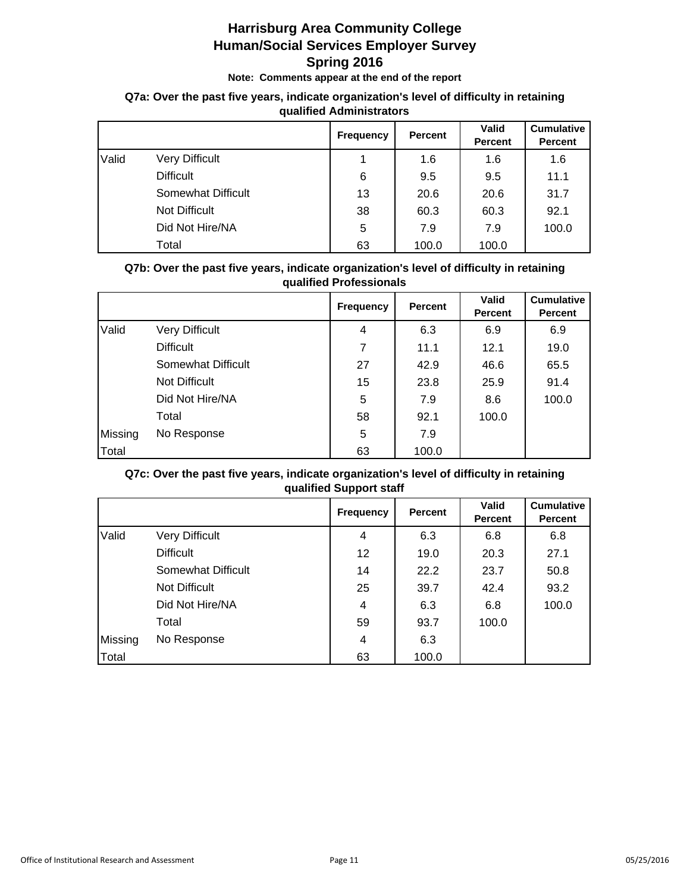# Harrisburg Area Community College
# Human/Social Services Employer Survey
# Spring 2016

**Note: Comments appear at the end of the report**

### Q7a: Over the past five years, indicate organization's level of difficulty in retaining qualified Administrators

| | | Frequency | Percent | Valid Percent | Cumulative Percent |
|---|---|---|---|---|---|
| Valid | Very Difficult | 1 | 1.6 | 1.6 | 1.6 |
| | Difficult | 6 | 9.5 | 9.5 | 11.1 |
| | Somewhat Difficult | 13 | 20.6 | 20.6 | 31.7 |
| | Not Difficult | 38 | 60.3 | 60.3 | 92.1 |
| | Did Not Hire/NA | 5 | 7.9 | 7.9 | 100.0 |
| | Total | 63 | 100.0 | 100.0 | |

### Q7b: Over the past five years, indicate organization's level of difficulty in retaining qualified Professionals

| | | Frequency | Percent | Valid Percent | Cumulative Percent |
|---|---|---|---|---|---|
| Valid | Very Difficult | 4 | 6.3 | 6.9 | 6.9 |
| | Difficult | 7 | 11.1 | 12.1 | 19.0 |
| | Somewhat Difficult | 27 | 42.9 | 46.6 | 65.5 |
| | Not Difficult | 15 | 23.8 | 25.9 | 91.4 |
| | Did Not Hire/NA | 5 | 7.9 | 8.6 | 100.0 |
| | Total | 58 | 92.1 | 100.0 | |
| Missing | No Response | 5 | 7.9 | | |
| Total | | 63 | 100.0 | | |

### Q7c: Over the past five years, indicate organization's level of difficulty in retaining qualified Support staff

| | | Frequency | Percent | Valid Percent | Cumulative Percent |
|---|---|---|---|---|---|
| Valid | Very Difficult | 4 | 6.3 | 6.8 | 6.8 |
| | Difficult | 12 | 19.0 | 20.3 | 27.1 |
| | Somewhat Difficult | 14 | 22.2 | 23.7 | 50.8 |
| | Not Difficult | 25 | 39.7 | 42.4 | 93.2 |
| | Did Not Hire/NA | 4 | 6.3 | 6.8 | 100.0 |
| | Total | 59 | 93.7 | 100.0 | |
| Missing | No Response | 4 | 6.3 | | |
| Total | | 63 | 100.0 | | |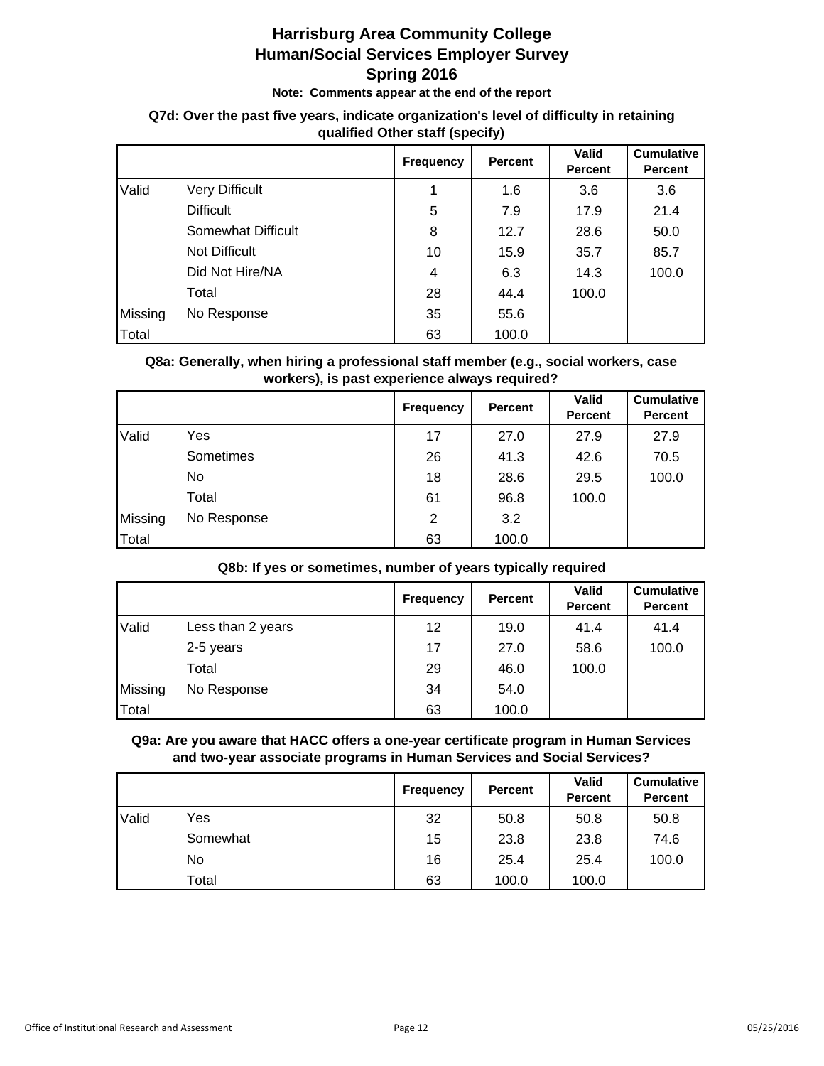# Harrisburg Area Community College
# Human/Social Services Employer Survey
# Spring 2016

**Note: Comments appear at the end of the report**

### Q7d: Over the past five years, indicate organization's level of difficulty in retaining qualified Other staff (specify)

| | | Frequency | Percent | Valid Percent | Cumulative Percent |
|---|---|---|---|---|---|
| Valid | Very Difficult | 1 | 1.6 | 3.6 | 3.6 |
| | Difficult | 5 | 7.9 | 17.9 | 21.4 |
| | Somewhat Difficult | 8 | 12.7 | 28.6 | 50.0 |
| | Not Difficult | 10 | 15.9 | 35.7 | 85.7 |
| | Did Not Hire/NA | 4 | 6.3 | 14.3 | 100.0 |
| | Total | 28 | 44.4 | 100.0 | |
| Missing | No Response | 35 | 55.6 | | |
| Total | | 63 | 100.0 | | |

### Q8a: Generally, when hiring a professional staff member (e.g., social workers, case workers), is past experience always required?

| | | Frequency | Percent | Valid Percent | Cumulative Percent |
|---|---|---|---|---|---|
| Valid | Yes | 17 | 27.0 | 27.9 | 27.9 |
| | Sometimes | 26 | 41.3 | 42.6 | 70.5 |
| | No | 18 | 28.6 | 29.5 | 100.0 |
| | Total | 61 | 96.8 | 100.0 | |
| Missing | No Response | 2 | 3.2 | | |
| Total | | 63 | 100.0 | | |

### Q8b: If yes or sometimes, number of years typically required

| | | Frequency | Percent | Valid Percent | Cumulative Percent |
|---|---|---|---|---|---|
| Valid | Less than 2 years | 12 | 19.0 | 41.4 | 41.4 |
| | 2-5 years | 17 | 27.0 | 58.6 | 100.0 |
| | Total | 29 | 46.0 | 100.0 | |
| Missing | No Response | 34 | 54.0 | | |
| Total | | 63 | 100.0 | | |

### Q9a: Are you aware that HACC offers a one-year certificate program in Human Services and two-year associate programs in Human Services and Social Services?

| | | Frequency | Percent | Valid Percent | Cumulative Percent |
|---|---|---|---|---|---|
| Valid | Yes | 32 | 50.8 | 50.8 | 50.8 |
| | Somewhat | 15 | 23.8 | 23.8 | 74.6 |
| | No | 16 | 25.4 | 25.4 | 100.0 |
| | Total | 63 | 100.0 | 100.0 | |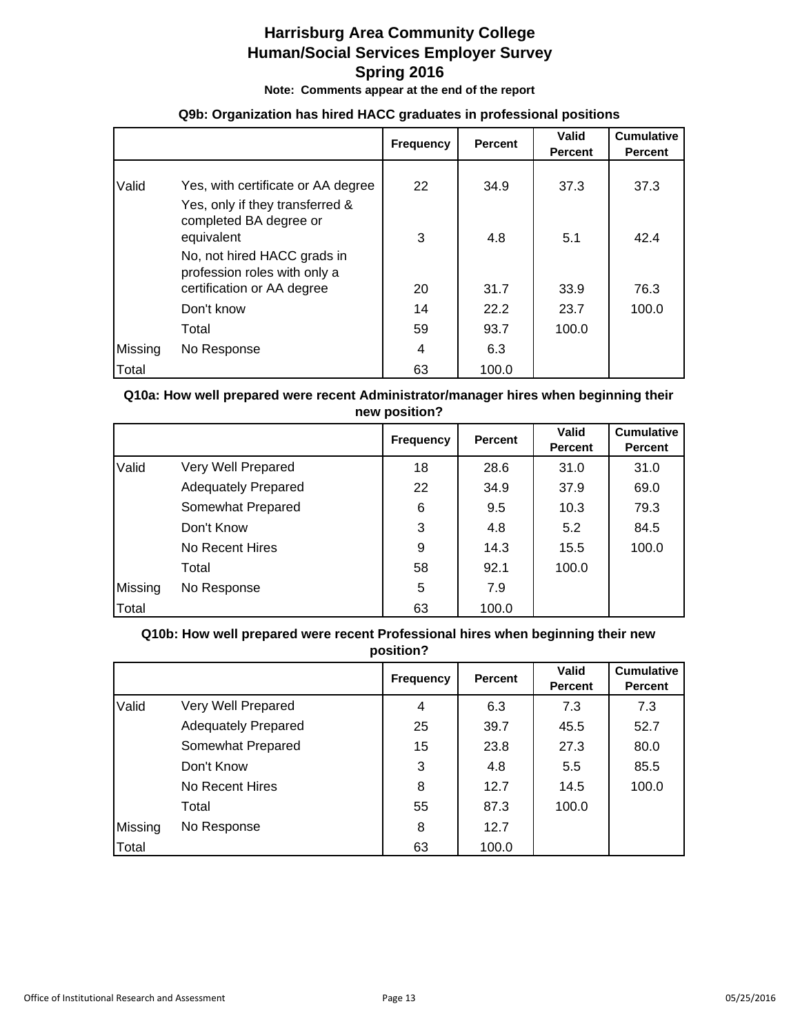# Harrisburg Area Community College
# Human/Social Services Employer Survey
# Spring 2016

**Note: Comments appear at the end of the report**

### Q9b: Organization has hired HACC graduates in professional positions

| | | Frequency | Percent | Valid Percent | Cumulative Percent |
|---|---|---|---|---|---|
| Valid | Yes, with certificate or AA degree | 22 | 34.9 | 37.3 | 37.3 |
| | Yes, only if they transferred & completed BA degree or equivalent | 3 | 4.8 | 5.1 | 42.4 |
| | No, not hired HACC grads in profession roles with only a certification or AA degree | 20 | 31.7 | 33.9 | 76.3 |
| | Don't know | 14 | 22.2 | 23.7 | 100.0 |
| | Total | 59 | 93.7 | 100.0 | |
| Missing | No Response | 4 | 6.3 | | |
| Total | | 63 | 100.0 | | |

### Q10a: How well prepared were recent Administrator/manager hires when beginning their new position?

| | | Frequency | Percent | Valid Percent | Cumulative Percent |
|---|---|---|---|---|---|
| Valid | Very Well Prepared | 18 | 28.6 | 31.0 | 31.0 |
| | Adequately Prepared | 22 | 34.9 | 37.9 | 69.0 |
| | Somewhat Prepared | 6 | 9.5 | 10.3 | 79.3 |
| | Don't Know | 3 | 4.8 | 5.2 | 84.5 |
| | No Recent Hires | 9 | 14.3 | 15.5 | 100.0 |
| | Total | 58 | 92.1 | 100.0 | |
| Missing | No Response | 5 | 7.9 | | |
| Total | | 63 | 100.0 | | |

### Q10b: How well prepared were recent Professional hires when beginning their new position?

| | | Frequency | Percent | Valid Percent | Cumulative Percent |
|---|---|---|---|---|---|
| Valid | Very Well Prepared | 4 | 6.3 | 7.3 | 7.3 |
| | Adequately Prepared | 25 | 39.7 | 45.5 | 52.7 |
| | Somewhat Prepared | 15 | 23.8 | 27.3 | 80.0 |
| | Don't Know | 3 | 4.8 | 5.5 | 85.5 |
| | No Recent Hires | 8 | 12.7 | 14.5 | 100.0 |
| | Total | 55 | 87.3 | 100.0 | |
| Missing | No Response | 8 | 12.7 | | |
| Total | | 63 | 100.0 | | |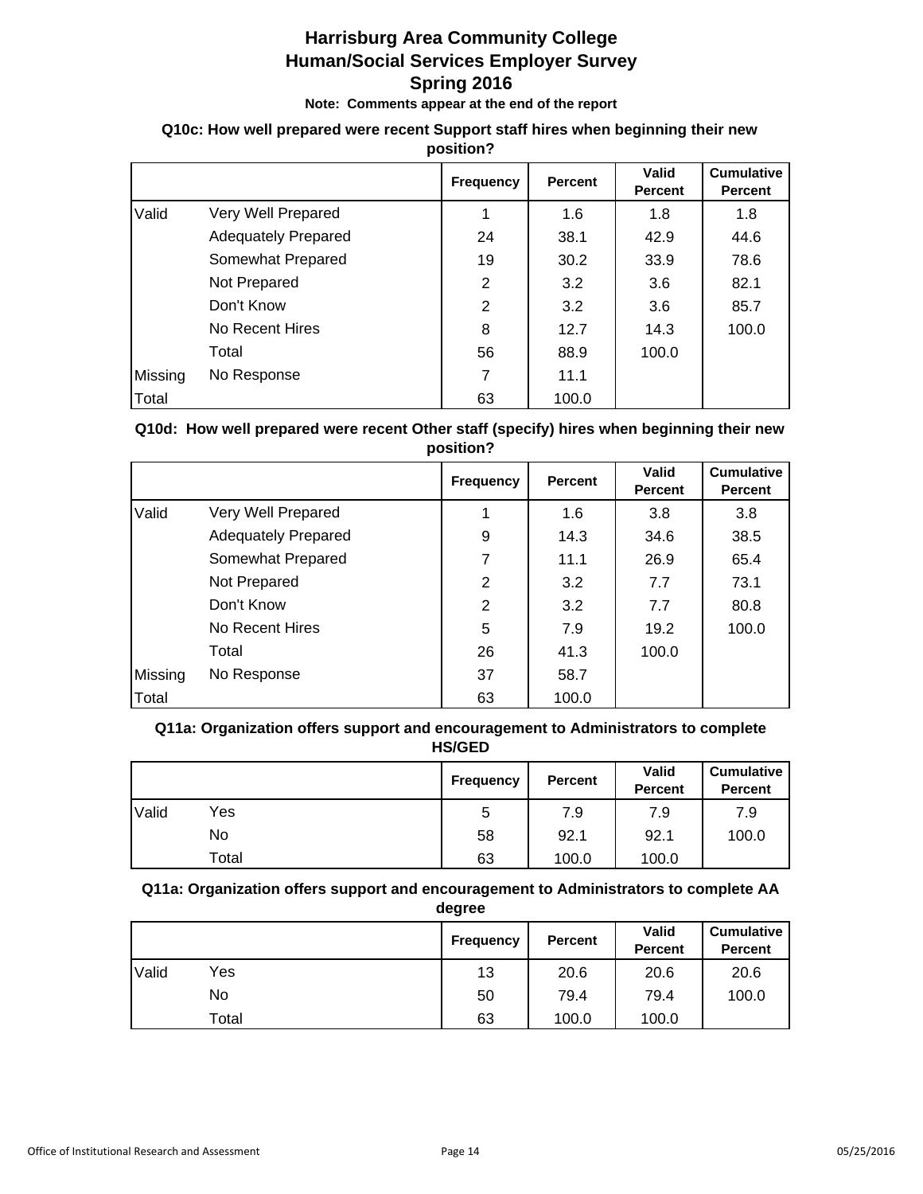# Harrisburg Area Community College
# Human/Social Services Employer Survey
# Spring 2016

**Note: Comments appear at the end of the report**

### Q10c: How well prepared were recent Support staff hires when beginning their new position?

| | | Frequency | Percent | Valid Percent | Cumulative Percent |
|---|---|---|---|---|---|
| Valid | Very Well Prepared | 1 | 1.6 | 1.8 | 1.8 |
| | Adequately Prepared | 24 | 38.1 | 42.9 | 44.6 |
| | Somewhat Prepared | 19 | 30.2 | 33.9 | 78.6 |
| | Not Prepared | 2 | 3.2 | 3.6 | 82.1 |
| | Don't Know | 2 | 3.2 | 3.6 | 85.7 |
| | No Recent Hires | 8 | 12.7 | 14.3 | 100.0 |
| | Total | 56 | 88.9 | 100.0 | |
| Missing | No Response | 7 | 11.1 | | |
| Total | | 63 | 100.0 | | |

### Q10d: How well prepared were recent Other staff (specify) hires when beginning their new position?

| | | Frequency | Percent | Valid Percent | Cumulative Percent |
|---|---|---|---|---|---|
| Valid | Very Well Prepared | 1 | 1.6 | 3.8 | 3.8 |
| | Adequately Prepared | 9 | 14.3 | 34.6 | 38.5 |
| | Somewhat Prepared | 7 | 11.1 | 26.9 | 65.4 |
| | Not Prepared | 2 | 3.2 | 7.7 | 73.1 |
| | Don't Know | 2 | 3.2 | 7.7 | 80.8 |
| | No Recent Hires | 5 | 7.9 | 19.2 | 100.0 |
| | Total | 26 | 41.3 | 100.0 | |
| Missing | No Response | 37 | 58.7 | | |
| Total | | 63 | 100.0 | | |

### Q11a: Organization offers support and encouragement to Administrators to complete HS/GED

| | | Frequency | Percent | Valid Percent | Cumulative Percent |
|---|---|---|---|---|---|
| Valid | Yes | 5 | 7.9 | 7.9 | 7.9 |
| | No | 58 | 92.1 | 92.1 | 100.0 |
| | Total | 63 | 100.0 | 100.0 | |

### Q11a: Organization offers support and encouragement to Administrators to complete AA degree

| | | Frequency | Percent | Valid Percent | Cumulative Percent |
|---|---|---|---|---|---|
| Valid | Yes | 13 | 20.6 | 20.6 | 20.6 |
| | No | 50 | 79.4 | 79.4 | 100.0 |
| | Total | 63 | 100.0 | 100.0 | |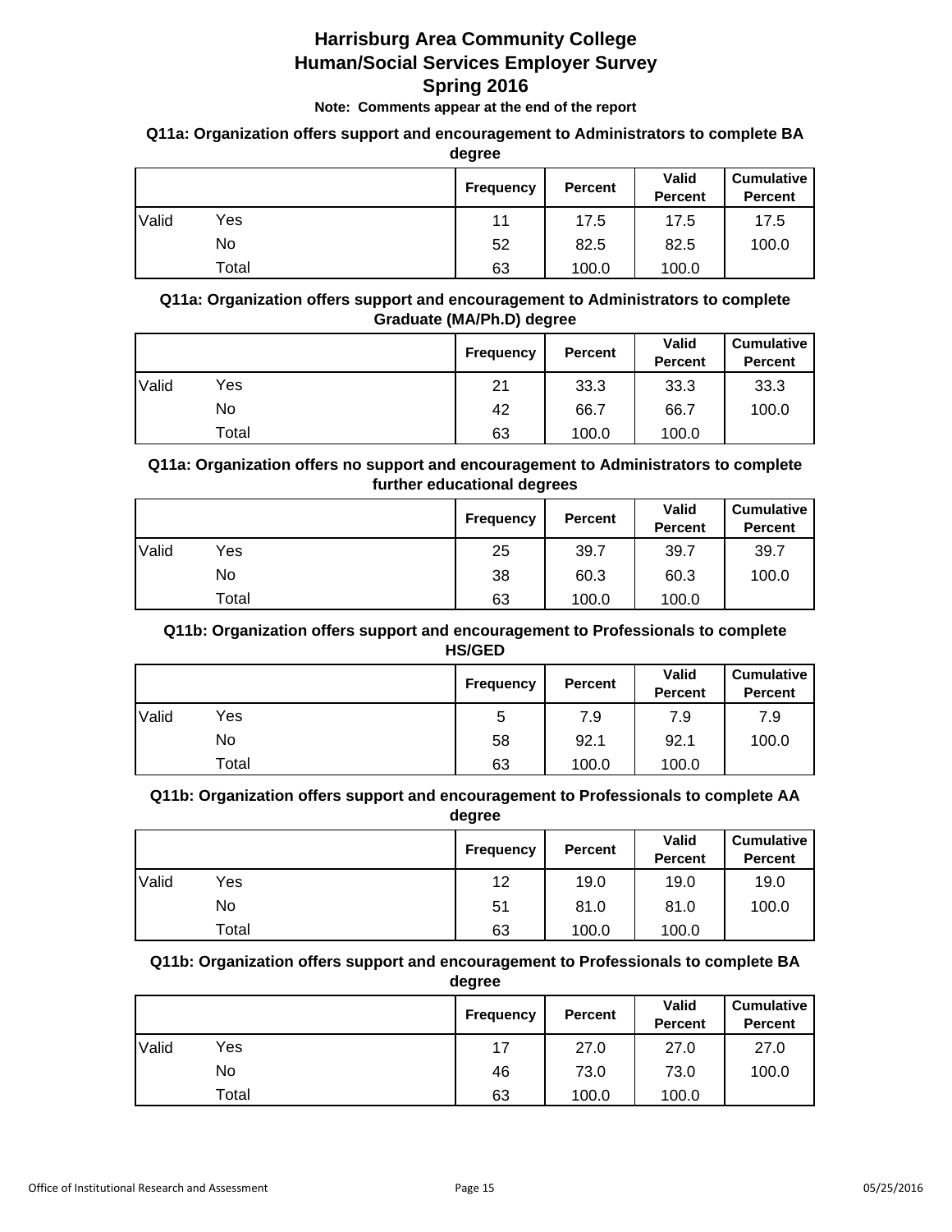# Harrisburg Area Community College
# Human/Social Services Employer Survey
# Spring 2016

**Note: Comments appear at the end of the report**

### Q11a: Organization offers support and encouragement to Administrators to complete BA degree

| | | Frequency | Percent | Valid Percent | Cumulative Percent |
|---|---|---|---|---|---|
| Valid | Yes | 11 | 17.5 | 17.5 | 17.5 |
| | No | 52 | 82.5 | 82.5 | 100.0 |
| | Total | 63 | 100.0 | 100.0 | |

### Q11a: Organization offers support and encouragement to Administrators to complete Graduate (MA/Ph.D) degree

| | | Frequency | Percent | Valid Percent | Cumulative Percent |
|---|---|---|---|---|---|
| Valid | Yes | 21 | 33.3 | 33.3 | 33.3 |
| | No | 42 | 66.7 | 66.7 | 100.0 |
| | Total | 63 | 100.0 | 100.0 | |

### Q11a: Organization offers no support and encouragement to Administrators to complete further educational degrees

| | | Frequency | Percent | Valid Percent | Cumulative Percent |
|---|---|---|---|---|---|
| Valid | Yes | 25 | 39.7 | 39.7 | 39.7 |
| | No | 38 | 60.3 | 60.3 | 100.0 |
| | Total | 63 | 100.0 | 100.0 | |

### Q11b: Organization offers support and encouragement to Professionals to complete HS/GED

| | | Frequency | Percent | Valid Percent | Cumulative Percent |
|---|---|---|---|---|---|
| Valid | Yes | 5 | 7.9 | 7.9 | 7.9 |
| | No | 58 | 92.1 | 92.1 | 100.0 |
| | Total | 63 | 100.0 | 100.0 | |

### Q11b: Organization offers support and encouragement to Professionals to complete AA degree

| | | Frequency | Percent | Valid Percent | Cumulative Percent |
|---|---|---|---|---|---|
| Valid | Yes | 12 | 19.0 | 19.0 | 19.0 |
| | No | 51 | 81.0 | 81.0 | 100.0 |
| | Total | 63 | 100.0 | 100.0 | |

### Q11b: Organization offers support and encouragement to Professionals to complete BA degree

| | | Frequency | Percent | Valid Percent | Cumulative Percent |
|---|---|---|---|---|---|
| Valid | Yes | 17 | 27.0 | 27.0 | 27.0 |
| | No | 46 | 73.0 | 73.0 | 100.0 |
| | Total | 63 | 100.0 | 100.0 | |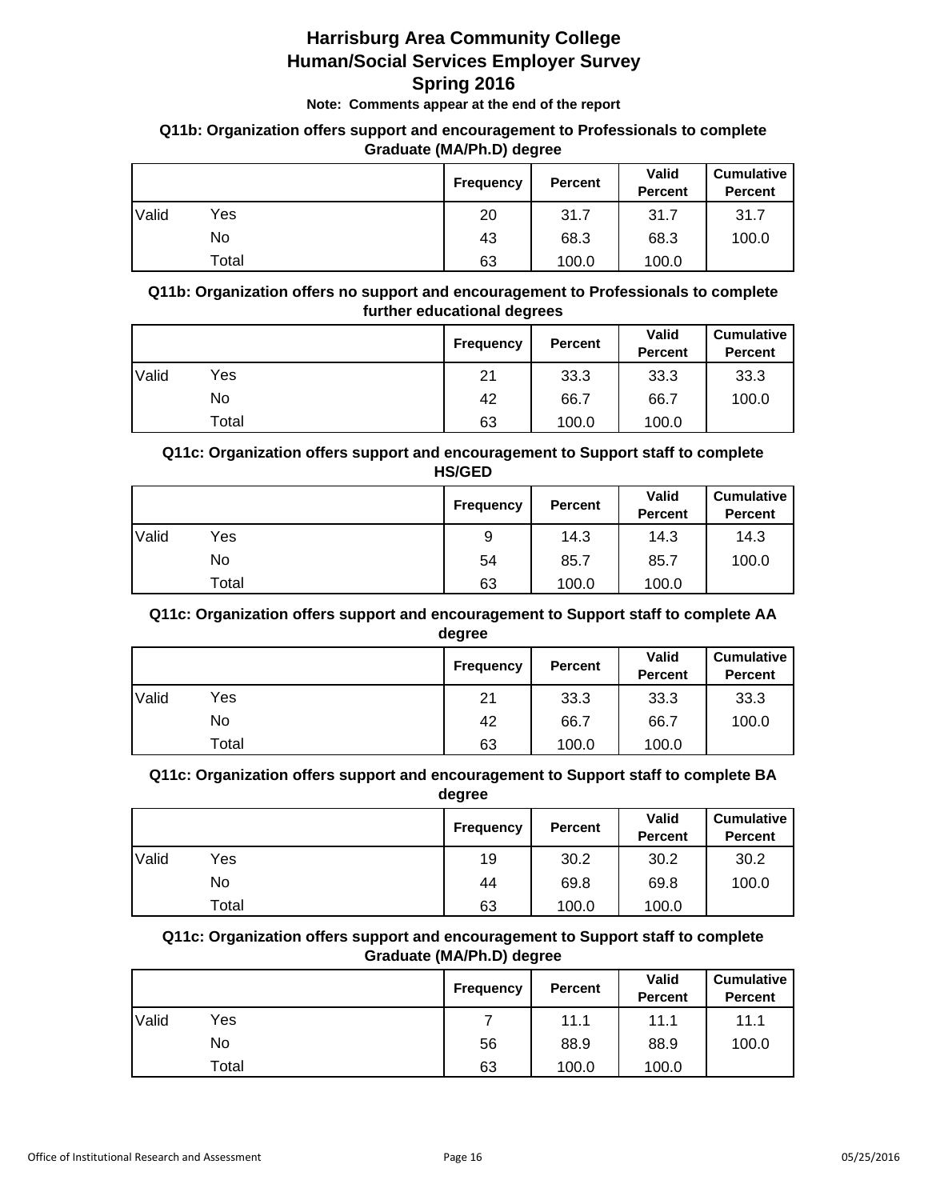# Harrisburg Area Community College
# Human/Social Services Employer Survey
# Spring 2016

**Note: Comments appear at the end of the report**

### Q11b: Organization offers support and encouragement to Professionals to complete Graduate (MA/Ph.D) degree

| | | Frequency | Percent | Valid Percent | Cumulative Percent |
|---|---|---|---|---|---|
| Valid | Yes | 20 | 31.7 | 31.7 | 31.7 |
| | No | 43 | 68.3 | 68.3 | 100.0 |
| | Total | 63 | 100.0 | 100.0 | |

### Q11b: Organization offers no support and encouragement to Professionals to complete further educational degrees

| | | Frequency | Percent | Valid Percent | Cumulative Percent |
|---|---|---|---|---|---|
| Valid | Yes | 21 | 33.3 | 33.3 | 33.3 |
| | No | 42 | 66.7 | 66.7 | 100.0 |
| | Total | 63 | 100.0 | 100.0 | |

### Q11c: Organization offers support and encouragement to Support staff to complete HS/GED

| | | Frequency | Percent | Valid Percent | Cumulative Percent |
|---|---|---|---|---|---|
| Valid | Yes | 9 | 14.3 | 14.3 | 14.3 |
| | No | 54 | 85.7 | 85.7 | 100.0 |
| | Total | 63 | 100.0 | 100.0 | |

### Q11c: Organization offers support and encouragement to Support staff to complete AA degree

| | | Frequency | Percent | Valid Percent | Cumulative Percent |
|---|---|---|---|---|---|
| Valid | Yes | 21 | 33.3 | 33.3 | 33.3 |
| | No | 42 | 66.7 | 66.7 | 100.0 |
| | Total | 63 | 100.0 | 100.0 | |

### Q11c: Organization offers support and encouragement to Support staff to complete BA degree

| | | Frequency | Percent | Valid Percent | Cumulative Percent |
|---|---|---|---|---|---|
| Valid | Yes | 19 | 30.2 | 30.2 | 30.2 |
| | No | 44 | 69.8 | 69.8 | 100.0 |
| | Total | 63 | 100.0 | 100.0 | |

### Q11c: Organization offers support and encouragement to Support staff to complete Graduate (MA/Ph.D) degree

| | | Frequency | Percent | Valid Percent | Cumulative Percent |
|---|---|---|---|---|---|
| Valid | Yes | 7 | 11.1 | 11.1 | 11.1 |
| | No | 56 | 88.9 | 88.9 | 100.0 |
| | Total | 63 | 100.0 | 100.0 | |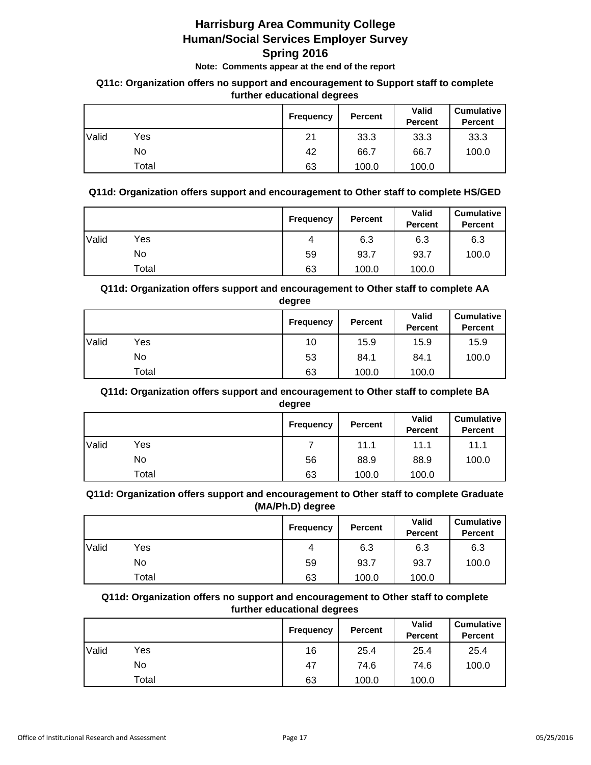# Harrisburg Area Community College
# Human/Social Services Employer Survey
# Spring 2016

**Note: Comments appear at the end of the report**

### Q11c: Organization offers no support and encouragement to Support staff to complete further educational degrees

| | | Frequency | Percent | Valid Percent | Cumulative Percent |
|---|---|---|---|---|---|
| Valid | Yes | 21 | 33.3 | 33.3 | 33.3 |
| | No | 42 | 66.7 | 66.7 | 100.0 |
| | Total | 63 | 100.0 | 100.0 | |

### Q11d: Organization offers support and encouragement to Other staff to complete HS/GED

| | | Frequency | Percent | Valid Percent | Cumulative Percent |
|---|---|---|---|---|---|
| Valid | Yes | 4 | 6.3 | 6.3 | 6.3 |
| | No | 59 | 93.7 | 93.7 | 100.0 |
| | Total | 63 | 100.0 | 100.0 | |

### Q11d: Organization offers support and encouragement to Other staff to complete AA degree

| | | Frequency | Percent | Valid Percent | Cumulative Percent |
|---|---|---|---|---|---|
| Valid | Yes | 10 | 15.9 | 15.9 | 15.9 |
| | No | 53 | 84.1 | 84.1 | 100.0 |
| | Total | 63 | 100.0 | 100.0 | |

### Q11d: Organization offers support and encouragement to Other staff to complete BA degree

| | | Frequency | Percent | Valid Percent | Cumulative Percent |
|---|---|---|---|---|---|
| Valid | Yes | 7 | 11.1 | 11.1 | 11.1 |
| | No | 56 | 88.9 | 88.9 | 100.0 |
| | Total | 63 | 100.0 | 100.0 | |

### Q11d: Organization offers support and encouragement to Other staff to complete Graduate (MA/Ph.D) degree

| | | Frequency | Percent | Valid Percent | Cumulative Percent |
|---|---|---|---|---|---|
| Valid | Yes | 4 | 6.3 | 6.3 | 6.3 |
| | No | 59 | 93.7 | 93.7 | 100.0 |
| | Total | 63 | 100.0 | 100.0 | |

### Q11d: Organization offers no support and encouragement to Other staff to complete further educational degrees

| | | Frequency | Percent | Valid Percent | Cumulative Percent |
|---|---|---|---|---|---|
| Valid | Yes | 16 | 25.4 | 25.4 | 25.4 |
| | No | 47 | 74.6 | 74.6 | 100.0 |
| | Total | 63 | 100.0 | 100.0 | |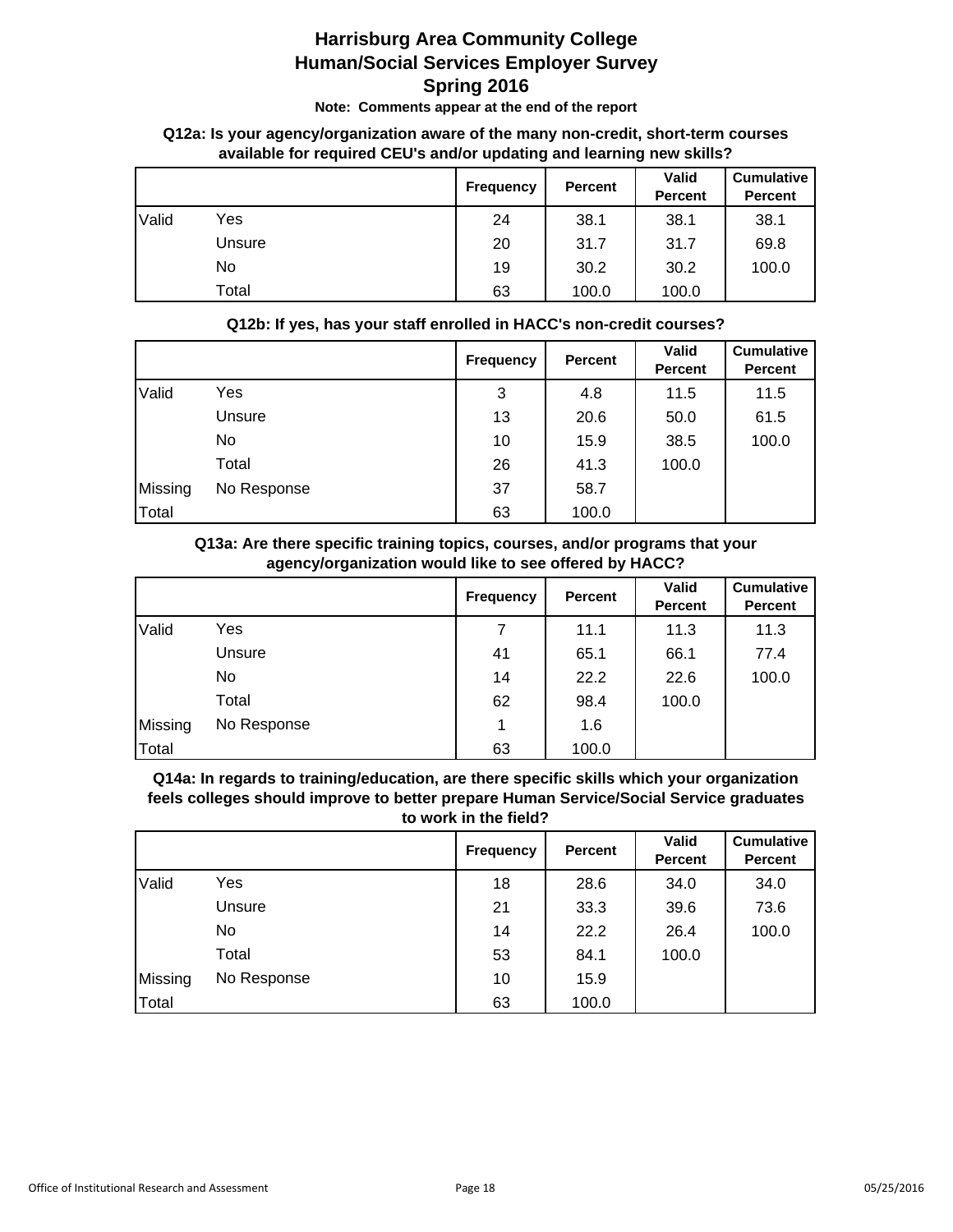# Harrisburg Area Community College
# Human/Social Services Employer Survey
# Spring 2016

**Note: Comments appear at the end of the report**

**Q12a: Is your agency/organization aware of the many non-credit, short-term courses available for required CEU's and/or updating and learning new skills?**

| | | Frequency | Percent | Valid Percent | Cumulative Percent |
|---|---|---|---|---|---|
| Valid | Yes | 24 | 38.1 | 38.1 | 38.1 |
| | Unsure | 20 | 31.7 | 31.7 | 69.8 |
| | No | 19 | 30.2 | 30.2 | 100.0 |
| | Total | 63 | 100.0 | 100.0 | |

**Q12b: If yes, has your staff enrolled in HACC's non-credit courses?**

| | | Frequency | Percent | Valid Percent | Cumulative Percent |
|---|---|---|---|---|---|
| Valid | Yes | 3 | 4.8 | 11.5 | 11.5 |
| | Unsure | 13 | 20.6 | 50.0 | 61.5 |
| | No | 10 | 15.9 | 38.5 | 100.0 |
| | Total | 26 | 41.3 | 100.0 | |
| Missing | No Response | 37 | 58.7 | | |
| Total | | 63 | 100.0 | | |

**Q13a: Are there specific training topics, courses, and/or programs that your agency/organization would like to see offered by HACC?**

| | | Frequency | Percent | Valid Percent | Cumulative Percent |
|---|---|---|---|---|---|
| Valid | Yes | 7 | 11.1 | 11.3 | 11.3 |
| | Unsure | 41 | 65.1 | 66.1 | 77.4 |
| | No | 14 | 22.2 | 22.6 | 100.0 |
| | Total | 62 | 98.4 | 100.0 | |
| Missing | No Response | 1 | 1.6 | | |
| Total | | 63 | 100.0 | | |

**Q14a: In regards to training/education, are there specific skills which your organization feels colleges should improve to better prepare Human Service/Social Service graduates to work in the field?**

| | | Frequency | Percent | Valid Percent | Cumulative Percent |
|---|---|---|---|---|---|
| Valid | Yes | 18 | 28.6 | 34.0 | 34.0 |
| | Unsure | 21 | 33.3 | 39.6 | 73.6 |
| | No | 14 | 22.2 | 26.4 | 100.0 |
| | Total | 53 | 84.1 | 100.0 | |
| Missing | No Response | 10 | 15.9 | | |
| Total | | 63 | 100.0 | | |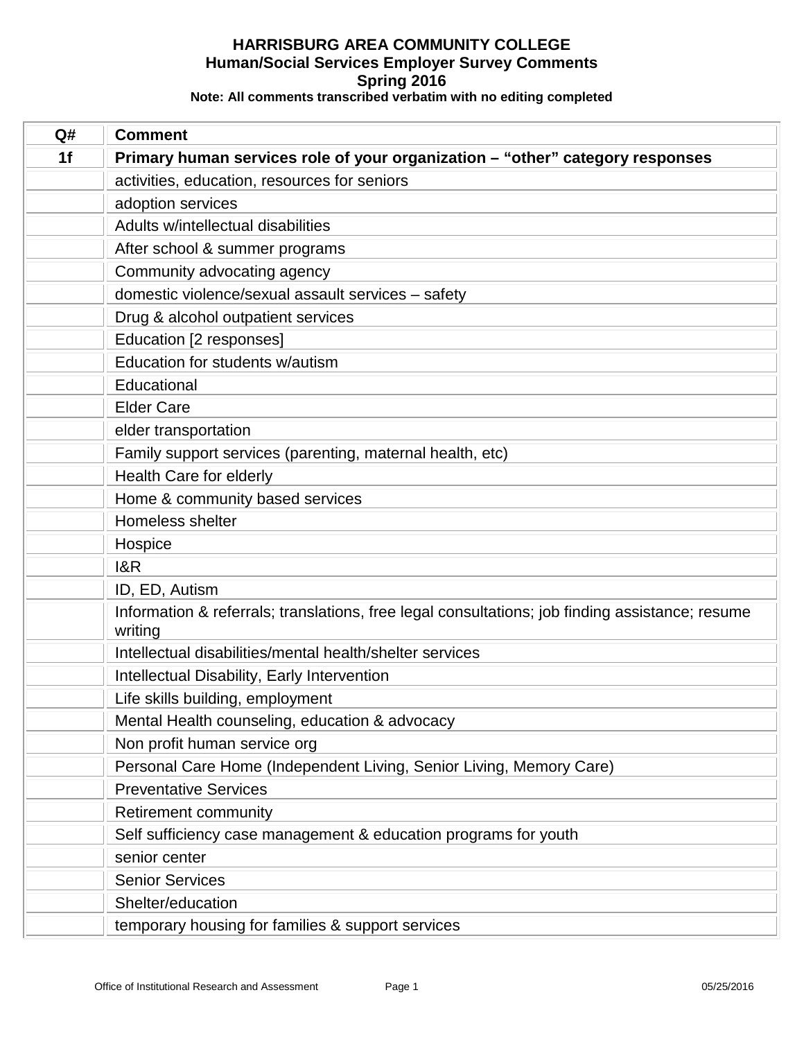**HARRISBURG AREA COMMUNITY COLLEGE**
**Human/Social Services Employer Survey Comments**
**Spring 2016**
**Note: All comments transcribed verbatim with no editing completed**

| Q# | Comment |
|---|---|
| **1f** | **Primary human services role of your organization – “other” category responses** |
| | activities, education, resources for seniors |
| | adoption services |
| | Adults w/intellectual disabilities |
| | After school & summer programs |
| | Community advocating agency |
| | domestic violence/sexual assault services – safety |
| | Drug & alcohol outpatient services |
| | Education [2 responses] |
| | Education for students w/autism |
| | Educational |
| | Elder Care |
| | elder transportation |
| | Family support services (parenting, maternal health, etc) |
| | Health Care for elderly |
| | Home & community based services |
| | Homeless shelter |
| | Hospice |
| | I&R |
| | ID, ED, Autism |
| | Information & referrals; translations, free legal consultations; job finding assistance; resume writing |
| | Intellectual disabilities/mental health/shelter services |
| | Intellectual Disability, Early Intervention |
| | Life skills building, employment |
| | Mental Health counseling, education & advocacy |
| | Non profit human service org |
| | Personal Care Home (Independent Living, Senior Living, Memory Care) |
| | Preventative Services |
| | Retirement community |
| | Self sufficiency case management & education programs for youth |
| | senior center |
| | Senior Services |
| | Shelter/education |
| | temporary housing for families & support services |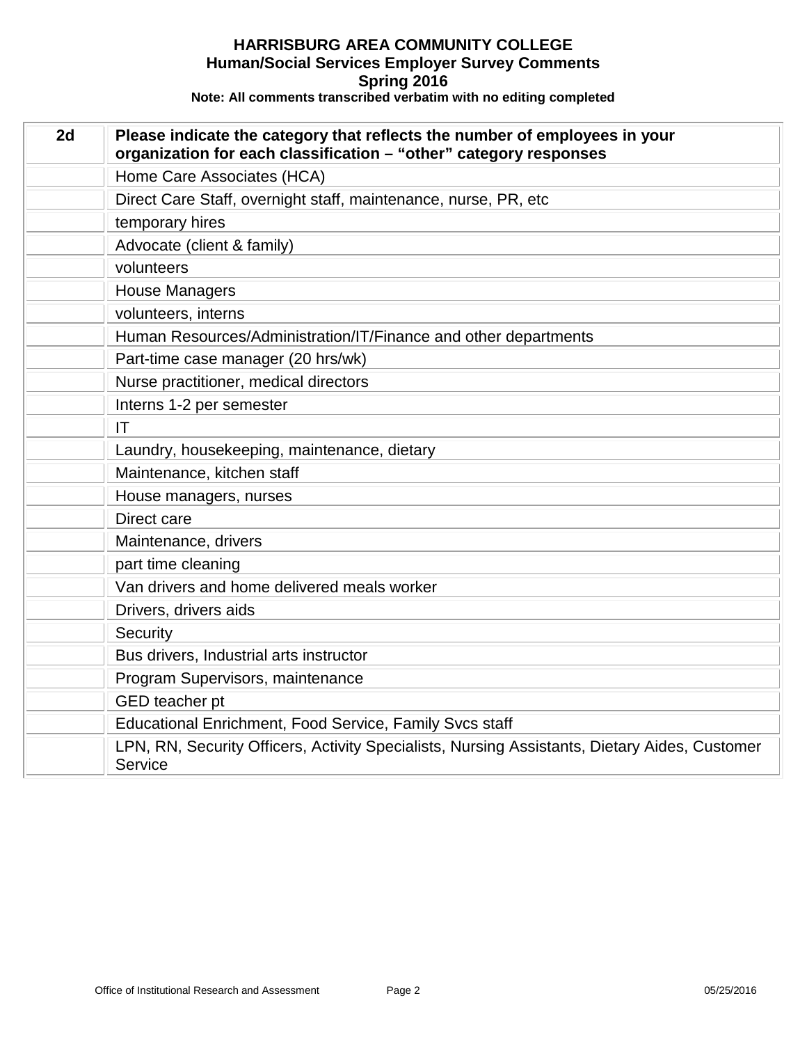# HARRISBURG AREA COMMUNITY COLLEGE
## Human/Social Services Employer Survey Comments
## Spring 2016
**Note: All comments transcribed verbatim with no editing completed**

| 2d | Please indicate the category that reflects the number of employees in your organization for each classification – "other" category responses |
|---|---|
| | Home Care Associates (HCA) |
| | Direct Care Staff, overnight staff, maintenance, nurse, PR, etc |
| | temporary hires |
| | Advocate (client & family) |
| | volunteers |
| | House Managers |
| | volunteers, interns |
| | Human Resources/Administration/IT/Finance and other departments |
| | Part-time case manager (20 hrs/wk) |
| | Nurse practitioner, medical directors |
| | Interns 1-2 per semester |
| | IT |
| | Laundry, housekeeping, maintenance, dietary |
| | Maintenance, kitchen staff |
| | House managers, nurses |
| | Direct care |
| | Maintenance, drivers |
| | part time cleaning |
| | Van drivers and home delivered meals worker |
| | Drivers, drivers aids |
| | Security |
| | Bus drivers, Industrial arts instructor |
| | Program Supervisors, maintenance |
| | GED teacher pt |
| | Educational Enrichment, Food Service, Family Svcs staff |
| | LPN, RN, Security Officers, Activity Specialists, Nursing Assistants, Dietary Aides, Customer Service |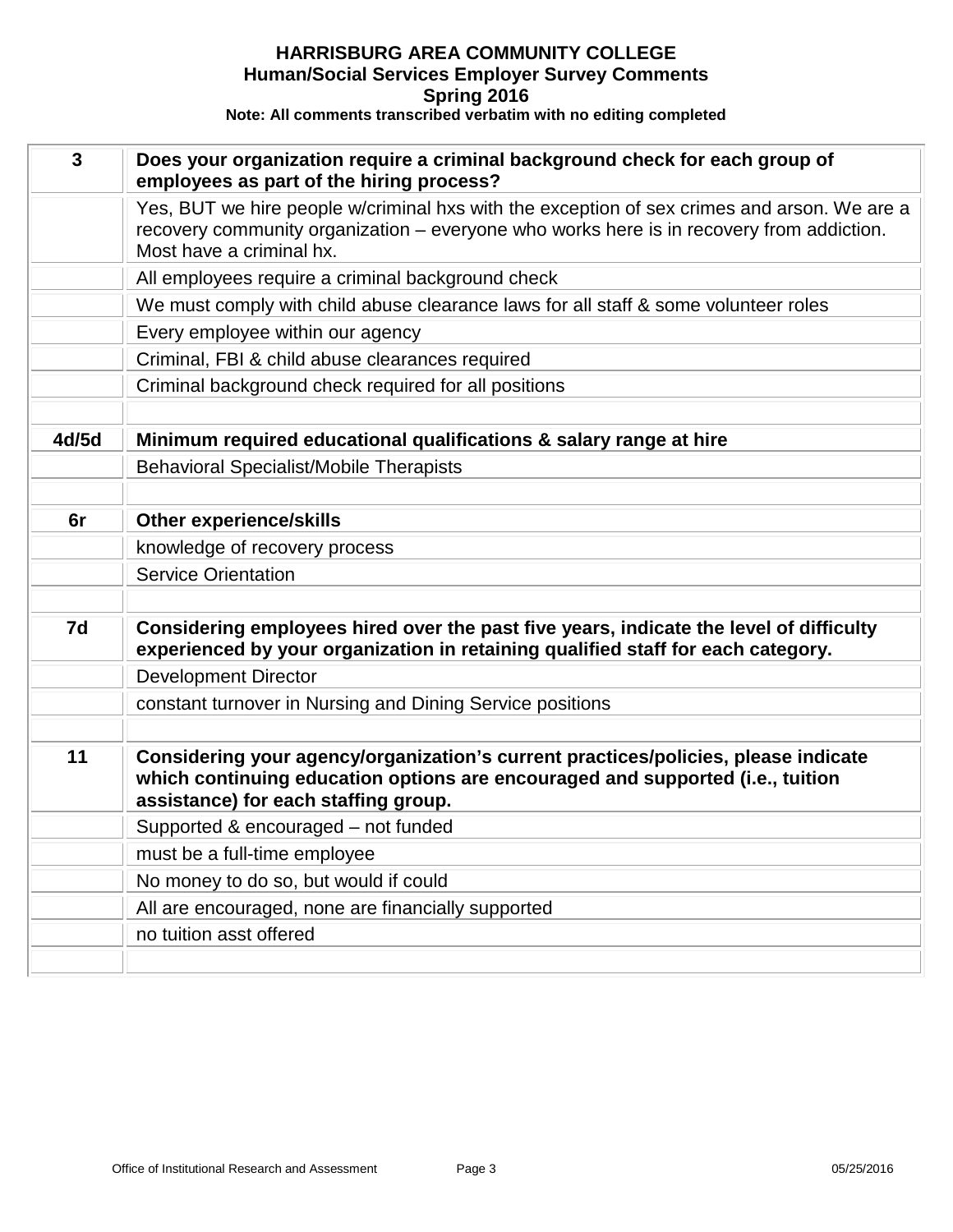**HARRISBURG AREA COMMUNITY COLLEGE**
**Human/Social Services Employer Survey Comments**
**Spring 2016**
**Note: All comments transcribed verbatim with no editing completed**

| | |
|---|---|
| **3** | **Does your organization require a criminal background check for each group of employees as part of the hiring process?** |
| | Yes, BUT we hire people w/criminal hxs with the exception of sex crimes and arson. We are a recovery community organization – everyone who works here is in recovery from addiction. Most have a criminal hx. |
| | All employees require a criminal background check |
| | We must comply with child abuse clearance laws for all staff & some volunteer roles |
| | Every employee within our agency |
| | Criminal, FBI & child abuse clearances required |
| | Criminal background check required for all positions |
| | |
| **4d/5d** | **Minimum required educational qualifications & salary range at hire** |
| | Behavioral Specialist/Mobile Therapists |
| | |
| **6r** | **Other experience/skills** |
| | knowledge of recovery process |
| | Service Orientation |
| | |
| **7d** | **Considering employees hired over the past five years, indicate the level of difficulty experienced by your organization in retaining qualified staff for each category.** |
| | Development Director |
| | constant turnover in Nursing and Dining Service positions |
| | |
| **11** | **Considering your agency/organization's current practices/policies, please indicate which continuing education options are encouraged and supported (i.e., tuition assistance) for each staffing group.** |
| | Supported & encouraged – not funded |
| | must be a full-time employee |
| | No money to do so, but would if could |
| | All are encouraged, none are financially supported |
| | no tuition asst offered |
| | |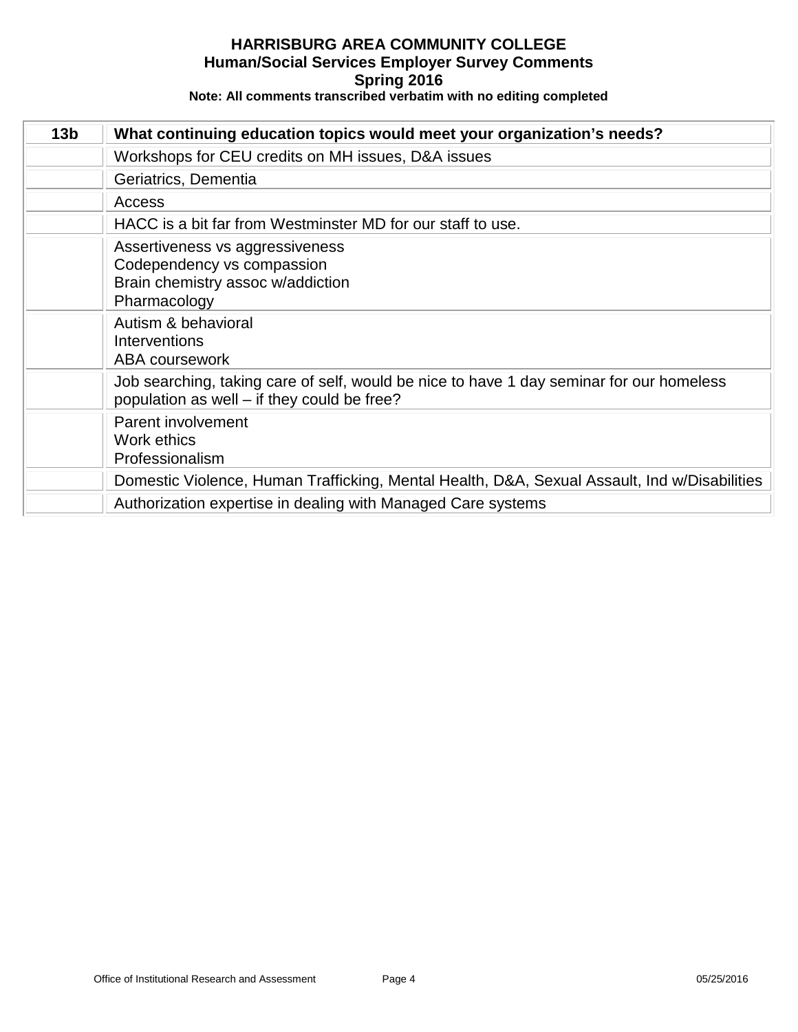**HARRISBURG AREA COMMUNITY COLLEGE**
**Human/Social Services Employer Survey Comments**
**Spring 2016**
**Note: All comments transcribed verbatim with no editing completed**

| 13b | What continuing education topics would meet your organization's needs? |
|---|---|
| | Workshops for CEU credits on MH issues, D&A issues |
| | Geriatrics, Dementia |
| | Access |
| | HACC is a bit far from Westminster MD for our staff to use. |
| | Assertiveness vs aggressiveness<br>Codependency vs compassion<br>Brain chemistry assoc w/addiction<br>Pharmacology |
| | Autism & behavioral<br>Interventions<br>ABA coursework |
| | Job searching, taking care of self, would be nice to have 1 day seminar for our homeless population as well – if they could be free? |
| | Parent involvement<br>Work ethics<br>Professionalism |
| | Domestic Violence, Human Trafficking, Mental Health, D&A, Sexual Assault, Ind w/Disabilities |
| | Authorization expertise in dealing with Managed Care systems |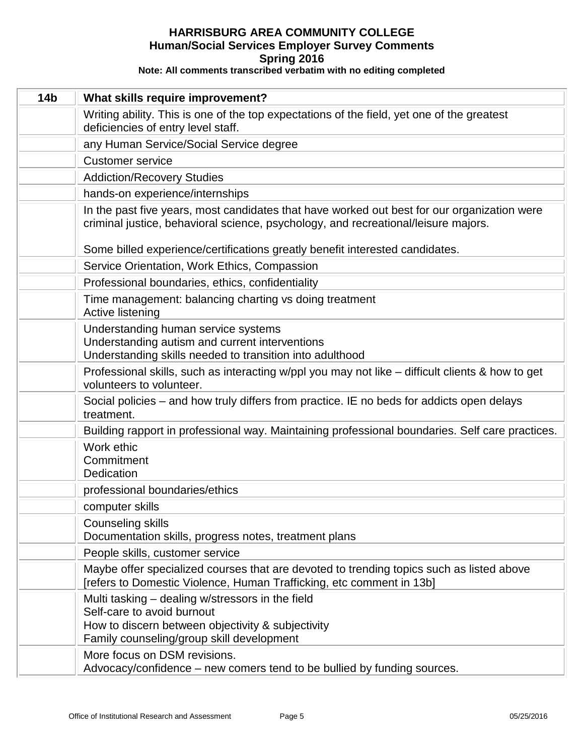**HARRISBURG AREA COMMUNITY COLLEGE**
**Human/Social Services Employer Survey Comments**
**Spring 2016**
**Note: All comments transcribed verbatim with no editing completed**

| 14b | What skills require improvement? |
|---|---|
| | Writing ability. This is one of the top expectations of the field, yet one of the greatest deficiencies of entry level staff. |
| | any Human Service/Social Service degree |
| | Customer service |
| | Addiction/Recovery Studies |
| | hands-on experience/internships |
| | In the past five years, most candidates that have worked out best for our organization were criminal justice, behavioral science, psychology, and recreational/leisure majors.<br><br>Some billed experience/certifications greatly benefit interested candidates. |
| | Service Orientation, Work Ethics, Compassion |
| | Professional boundaries, ethics, confidentiality |
| | Time management: balancing charting vs doing treatment<br>Active listening |
| | Understanding human service systems<br>Understanding autism and current interventions<br>Understanding skills needed to transition into adulthood |
| | Professional skills, such as interacting w/ppl you may not like – difficult clients & how to get volunteers to volunteer. |
| | Social policies – and how truly differs from practice. IE no beds for addicts open delays treatment. |
| | Building rapport in professional way. Maintaining professional boundaries. Self care practices. |
| | Work ethic<br>Commitment<br>Dedication |
| | professional boundaries/ethics |
| | computer skills |
| | Counseling skills<br>Documentation skills, progress notes, treatment plans |
| | People skills, customer service |
| | Maybe offer specialized courses that are devoted to trending topics such as listed above [refers to Domestic Violence, Human Trafficking, etc comment in 13b] |
| | Multi tasking – dealing w/stressors in the field<br>Self-care to avoid burnout<br>How to discern between objectivity & subjectivity<br>Family counseling/group skill development |
| | More focus on DSM revisions.<br>Advocacy/confidence – new comers tend to be bullied by funding sources. |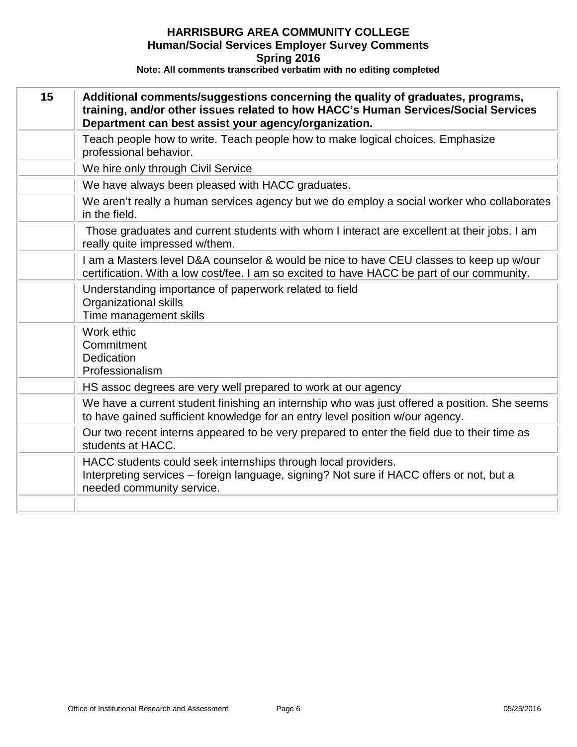**HARRISBURG AREA COMMUNITY COLLEGE**
**Human/Social Services Employer Survey Comments**
**Spring 2016**
**Note: All comments transcribed verbatim with no editing completed**

| 15 | **Additional comments/suggestions concerning the quality of graduates, programs, training, and/or other issues related to how HACC's Human Services/Social Services Department can best assist your agency/organization.** |
|---|---|
| | Teach people how to write. Teach people how to make logical choices. Emphasize professional behavior. |
| | We hire only through Civil Service |
| | We have always been pleased with HACC graduates. |
| | We aren't really a human services agency but we do employ a social worker who collaborates in the field. |
| | Those graduates and current students with whom I interact are excellent at their jobs. I am really quite impressed w/them. |
| | I am a Masters level D&A counselor & would be nice to have CEU classes to keep up w/our certification. With a low cost/fee. I am so excited to have HACC be part of our community. |
| | Understanding importance of paperwork related to field<br>Organizational skills<br>Time management skills |
| | Work ethic<br>Commitment<br>Dedication<br>Professionalism |
| | HS assoc degrees are very well prepared to work at our agency |
| | We have a current student finishing an internship who was just offered a position. She seems to have gained sufficient knowledge for an entry level position w/our agency. |
| | Our two recent interns appeared to be very prepared to enter the field due to their time as students at HACC. |
| | HACC students could seek internships through local providers.<br>Interpreting services – foreign language, signing? Not sure if HACC offers or not, but a needed community service. |
| | |